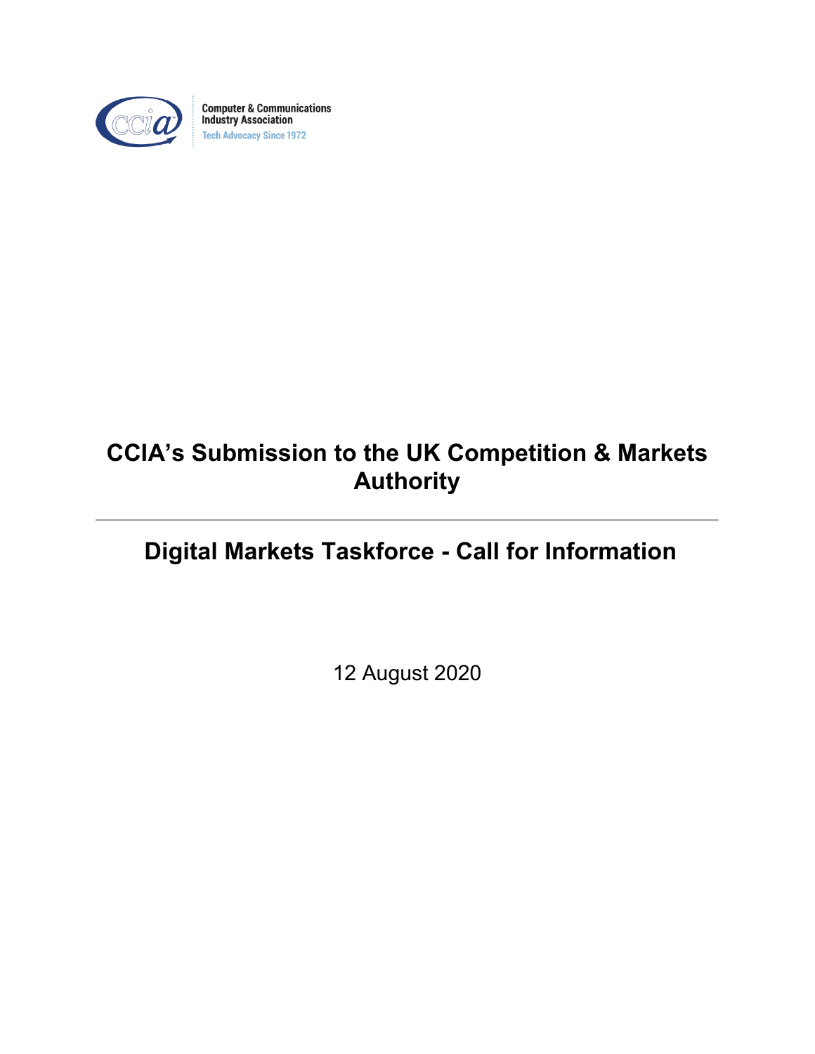Computer & Communications Industry Association
Tech Advocacy Since 1972

# CCIA's Submission to the UK Competition & Markets Authority

---

## Digital Markets Taskforce - Call for Information

12 August 2020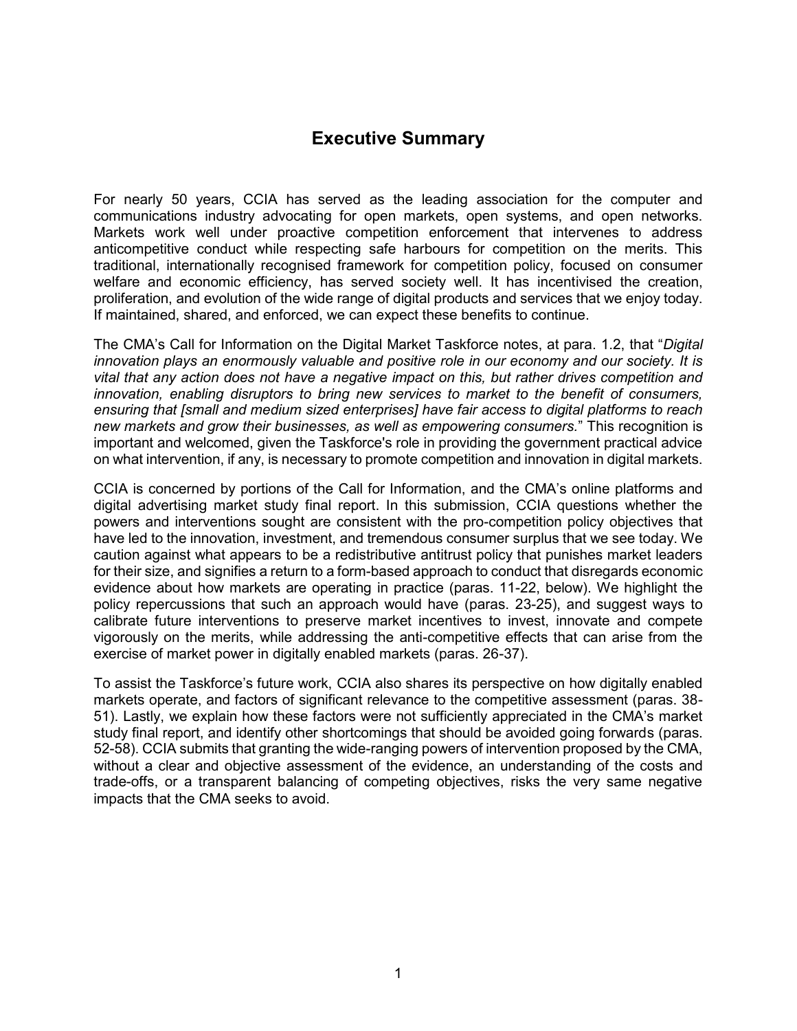## Executive Summary

For nearly 50 years, CCIA has served as the leading association for the computer and communications industry advocating for open markets, open systems, and open networks. Markets work well under proactive competition enforcement that intervenes to address anticompetitive conduct while respecting safe harbours for competition on the merits. This traditional, internationally recognised framework for competition policy, focused on consumer welfare and economic efficiency, has served society well. It has incentivised the creation, proliferation, and evolution of the wide range of digital products and services that we enjoy today. If maintained, shared, and enforced, we can expect these benefits to continue.

The CMA's Call for Information on the Digital Market Taskforce notes, at para. 1.2, that "*Digital innovation plays an enormously valuable and positive role in our economy and our society. It is vital that any action does not have a negative impact on this, but rather drives competition and innovation, enabling disruptors to bring new services to market to the benefit of consumers, ensuring that [small and medium sized enterprises] have fair access to digital platforms to reach new markets and grow their businesses, as well as empowering consumers.*" This recognition is important and welcomed, given the Taskforce's role in providing the government practical advice on what intervention, if any, is necessary to promote competition and innovation in digital markets.

CCIA is concerned by portions of the Call for Information, and the CMA's online platforms and digital advertising market study final report. In this submission, CCIA questions whether the powers and interventions sought are consistent with the pro-competition policy objectives that have led to the innovation, investment, and tremendous consumer surplus that we see today. We caution against what appears to be a redistributive antitrust policy that punishes market leaders for their size, and signifies a return to a form-based approach to conduct that disregards economic evidence about how markets are operating in practice (paras. 11-22, below). We highlight the policy repercussions that such an approach would have (paras. 23-25), and suggest ways to calibrate future interventions to preserve market incentives to invest, innovate and compete vigorously on the merits, while addressing the anti-competitive effects that can arise from the exercise of market power in digitally enabled markets (paras. 26-37).

To assist the Taskforce's future work, CCIA also shares its perspective on how digitally enabled markets operate, and factors of significant relevance to the competitive assessment (paras. 38-51). Lastly, we explain how these factors were not sufficiently appreciated in the CMA's market study final report, and identify other shortcomings that should be avoided going forwards (paras. 52-58). CCIA submits that granting the wide-ranging powers of intervention proposed by the CMA, without a clear and objective assessment of the evidence, an understanding of the costs and trade-offs, or a transparent balancing of competing objectives, risks the very same negative impacts that the CMA seeks to avoid.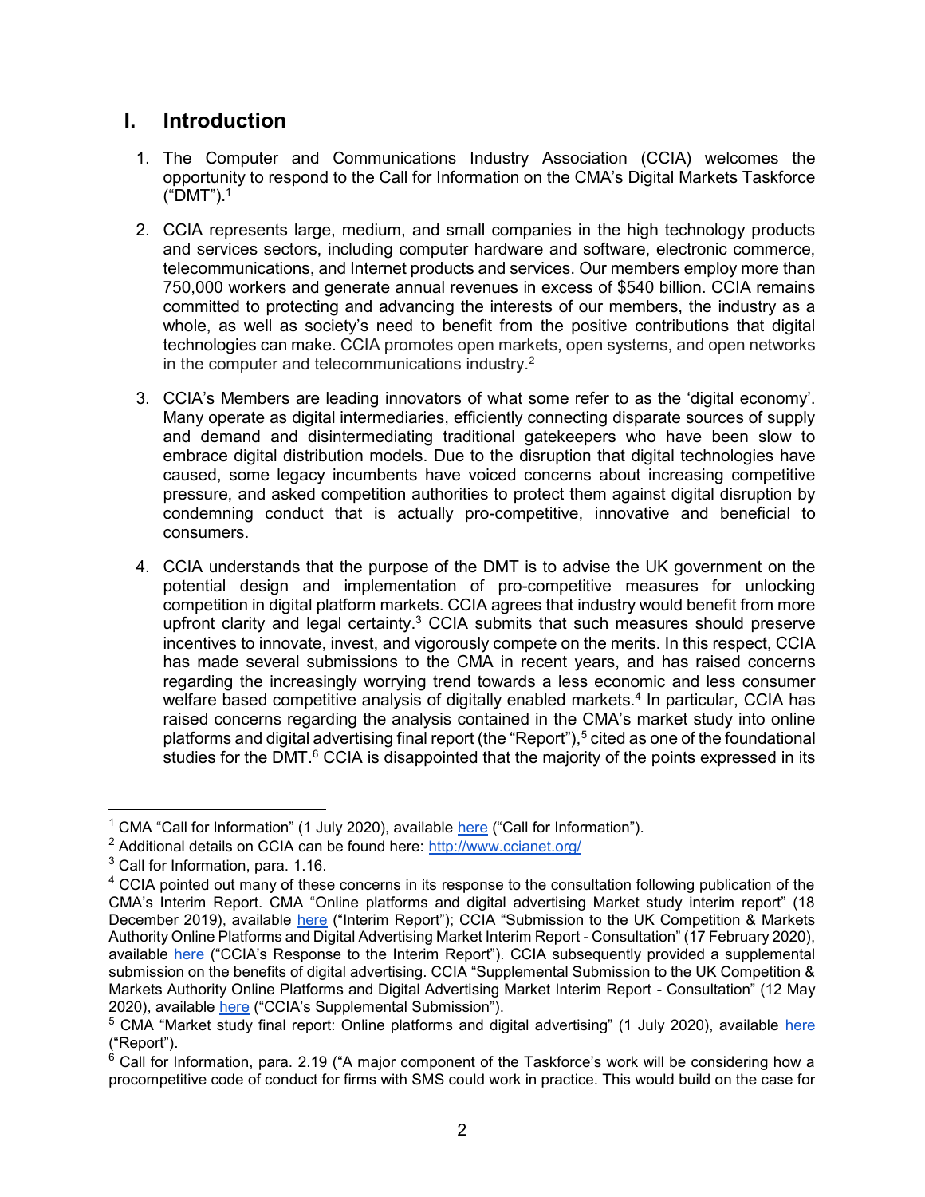# I. Introduction

1. The Computer and Communications Industry Association (CCIA) welcomes the opportunity to respond to the Call for Information on the CMA's Digital Markets Taskforce ("DMT").[1]

2. CCIA represents large, medium, and small companies in the high technology products and services sectors, including computer hardware and software, electronic commerce, telecommunications, and Internet products and services. Our members employ more than 750,000 workers and generate annual revenues in excess of $540 billion. CCIA remains committed to protecting and advancing the interests of our members, the industry as a whole, as well as society's need to benefit from the positive contributions that digital technologies can make. CCIA promotes open markets, open systems, and open networks in the computer and telecommunications industry.[2]

3. CCIA's Members are leading innovators of what some refer to as the 'digital economy'. Many operate as digital intermediaries, efficiently connecting disparate sources of supply and demand and disintermediating traditional gatekeepers who have been slow to embrace digital distribution models. Due to the disruption that digital technologies have caused, some legacy incumbents have voiced concerns about increasing competitive pressure, and asked competition authorities to protect them against digital disruption by condemning conduct that is actually pro-competitive, innovative and beneficial to consumers.

4. CCIA understands that the purpose of the DMT is to advise the UK government on the potential design and implementation of pro-competitive measures for unlocking competition in digital platform markets. CCIA agrees that industry would benefit from more upfront clarity and legal certainty.[3] CCIA submits that such measures should preserve incentives to innovate, invest, and vigorously compete on the merits. In this respect, CCIA has made several submissions to the CMA in recent years, and has raised concerns regarding the increasingly worrying trend towards a less economic and less consumer welfare based competitive analysis of digitally enabled markets.[4] In particular, CCIA has raised concerns regarding the analysis contained in the CMA's market study into online platforms and digital advertising final report (the "Report"),[5] cited as one of the foundational studies for the DMT.[6] CCIA is disappointed that the majority of the points expressed in its

---

[1] CMA "Call for Information" (1 July 2020), available here ("Call for Information").

[2] Additional details on CCIA can be found here: http://www.ccianet.org/

[3] Call for Information, para. 1.16.

[4] CCIA pointed out many of these concerns in its response to the consultation following publication of the CMA's Interim Report. CMA "Online platforms and digital advertising Market study interim report" (18 December 2019), available here ("Interim Report"); CCIA "Submission to the UK Competition & Markets Authority Online Platforms and Digital Advertising Market Interim Report - Consultation" (17 February 2020), available here ("CCIA's Response to the Interim Report"). CCIA subsequently provided a supplemental submission on the benefits of digital advertising. CCIA "Supplemental Submission to the UK Competition & Markets Authority Online Platforms and Digital Advertising Market Interim Report - Consultation" (12 May 2020), available here ("CCIA's Supplemental Submission").

[5] CMA "Market study final report: Online platforms and digital advertising" (1 July 2020), available here ("Report").

[6] Call for Information, para. 2.19 ("A major component of the Taskforce's work will be considering how a procompetitive code of conduct for firms with SMS could work in practice. This would build on the case for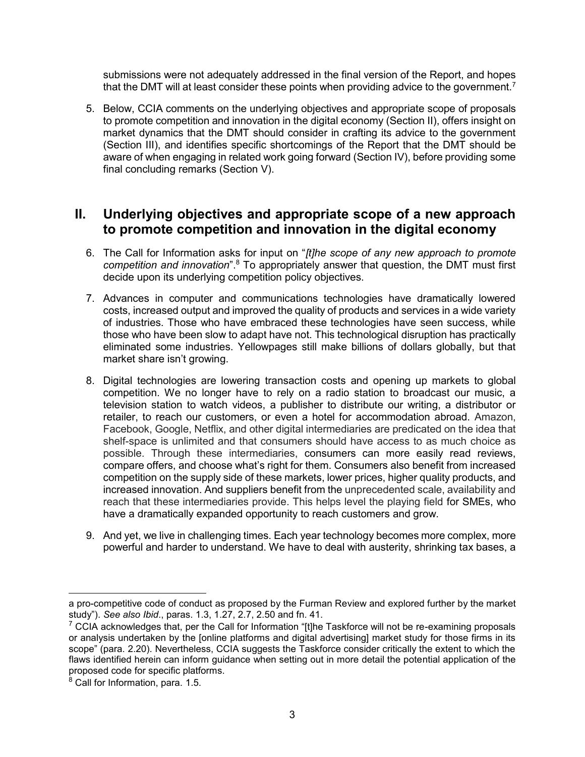submissions were not adequately addressed in the final version of the Report, and hopes that the DMT will at least consider these points when providing advice to the government.[7]

5. Below, CCIA comments on the underlying objectives and appropriate scope of proposals to promote competition and innovation in the digital economy (Section II), offers insight on market dynamics that the DMT should consider in crafting its advice to the government (Section III), and identifies specific shortcomings of the Report that the DMT should be aware of when engaging in related work going forward (Section IV), before providing some final concluding remarks (Section V).

## II. Underlying objectives and appropriate scope of a new approach to promote competition and innovation in the digital economy

6. The Call for Information asks for input on "*[t]he scope of any new approach to promote competition and innovation*".[8] To appropriately answer that question, the DMT must first decide upon its underlying competition policy objectives.

7. Advances in computer and communications technologies have dramatically lowered costs, increased output and improved the quality of products and services in a wide variety of industries. Those who have embraced these technologies have seen success, while those who have been slow to adapt have not. This technological disruption has practically eliminated some industries. Yellowpages still make billions of dollars globally, but that market share isn't growing.

8. Digital technologies are lowering transaction costs and opening up markets to global competition. We no longer have to rely on a radio station to broadcast our music, a television station to watch videos, a publisher to distribute our writing, a distributor or retailer, to reach our customers, or even a hotel for accommodation abroad. Amazon, Facebook, Google, Netflix, and other digital intermediaries are predicated on the idea that shelf-space is unlimited and that consumers should have access to as much choice as possible. Through these intermediaries, consumers can more easily read reviews, compare offers, and choose what's right for them. Consumers also benefit from increased competition on the supply side of these markets, lower prices, higher quality products, and increased innovation. And suppliers benefit from the unprecedented scale, availability and reach that these intermediaries provide. This helps level the playing field for SMEs, who have a dramatically expanded opportunity to reach customers and grow.

9. And yet, we live in challenging times. Each year technology becomes more complex, more powerful and harder to understand. We have to deal with austerity, shrinking tax bases, a

---

a pro-competitive code of conduct as proposed by the Furman Review and explored further by the market study"). *See also Ibid*., paras. 1.3, 1.27, 2.7, 2.50 and fn. 41.

[7] CCIA acknowledges that, per the Call for Information "[t]he Taskforce will not be re-examining proposals or analysis undertaken by the [online platforms and digital advertising] market study for those firms in its scope" (para. 2.20). Nevertheless, CCIA suggests the Taskforce consider critically the extent to which the flaws identified herein can inform guidance when setting out in more detail the potential application of the proposed code for specific platforms.

[8] Call for Information, para. 1.5.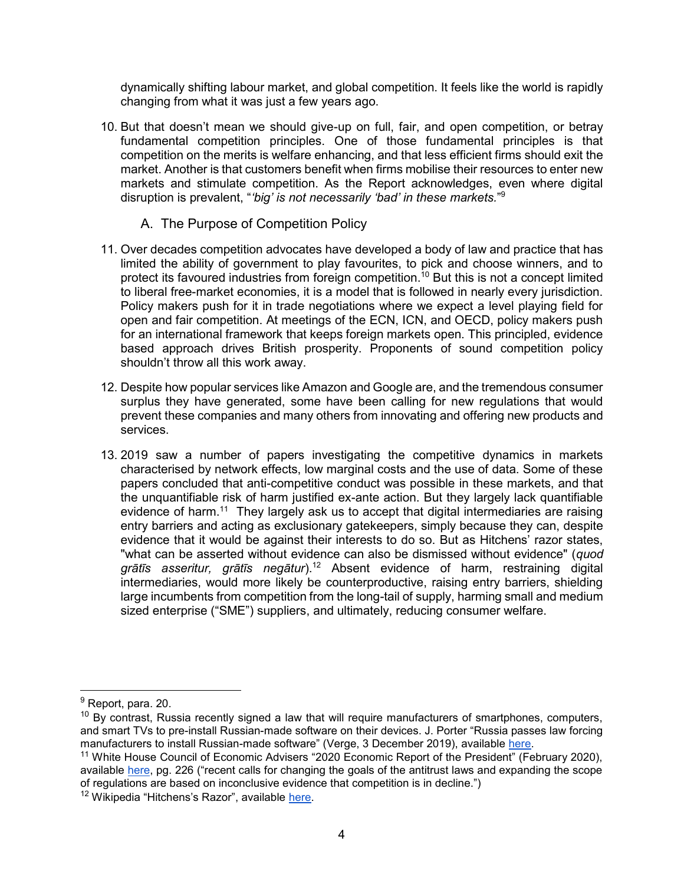dynamically shifting labour market, and global competition. It feels like the world is rapidly changing from what it was just a few years ago.

10. But that doesn't mean we should give-up on full, fair, and open competition, or betray fundamental competition principles. One of those fundamental principles is that competition on the merits is welfare enhancing, and that less efficient firms should exit the market. Another is that customers benefit when firms mobilise their resources to enter new markets and stimulate competition. As the Report acknowledges, even where digital disruption is prevalent, "*'big' is not necessarily 'bad' in these markets.*"[9]

## A. The Purpose of Competition Policy

11. Over decades competition advocates have developed a body of law and practice that has limited the ability of government to play favourites, to pick and choose winners, and to protect its favoured industries from foreign competition.[10] But this is not a concept limited to liberal free-market economies, it is a model that is followed in nearly every jurisdiction. Policy makers push for it in trade negotiations where we expect a level playing field for open and fair competition. At meetings of the ECN, ICN, and OECD, policy makers push for an international framework that keeps foreign markets open. This principled, evidence based approach drives British prosperity. Proponents of sound competition policy shouldn't throw all this work away.

12. Despite how popular services like Amazon and Google are, and the tremendous consumer surplus they have generated, some have been calling for new regulations that would prevent these companies and many others from innovating and offering new products and services.

13. 2019 saw a number of papers investigating the competitive dynamics in markets characterised by network effects, low marginal costs and the use of data. Some of these papers concluded that anti-competitive conduct was possible in these markets, and that the unquantifiable risk of harm justified ex-ante action. But they largely lack quantifiable evidence of harm.[11] They largely ask us to accept that digital intermediaries are raising entry barriers and acting as exclusionary gatekeepers, simply because they can, despite evidence that it would be against their interests to do so. But as Hitchens' razor states, "what can be asserted without evidence can also be dismissed without evidence" (*quod grātīs asseritur, grātīs negātur*).[12] Absent evidence of harm, restraining digital intermediaries, would more likely be counterproductive, raising entry barriers, shielding large incumbents from competition from the long-tail of supply, harming small and medium sized enterprise ("SME") suppliers, and ultimately, reducing consumer welfare.

---

[9] Report, para. 20.

[10] By contrast, Russia recently signed a law that will require manufacturers of smartphones, computers, and smart TVs to pre-install Russian-made software on their devices. J. Porter "Russia passes law forcing manufacturers to install Russian-made software" (Verge, 3 December 2019), available here.

[11] White House Council of Economic Advisers "2020 Economic Report of the President" (February 2020), available here, pg. 226 ("recent calls for changing the goals of the antitrust laws and expanding the scope of regulations are based on inconclusive evidence that competition is in decline.")

[12] Wikipedia "Hitchens's Razor", available here.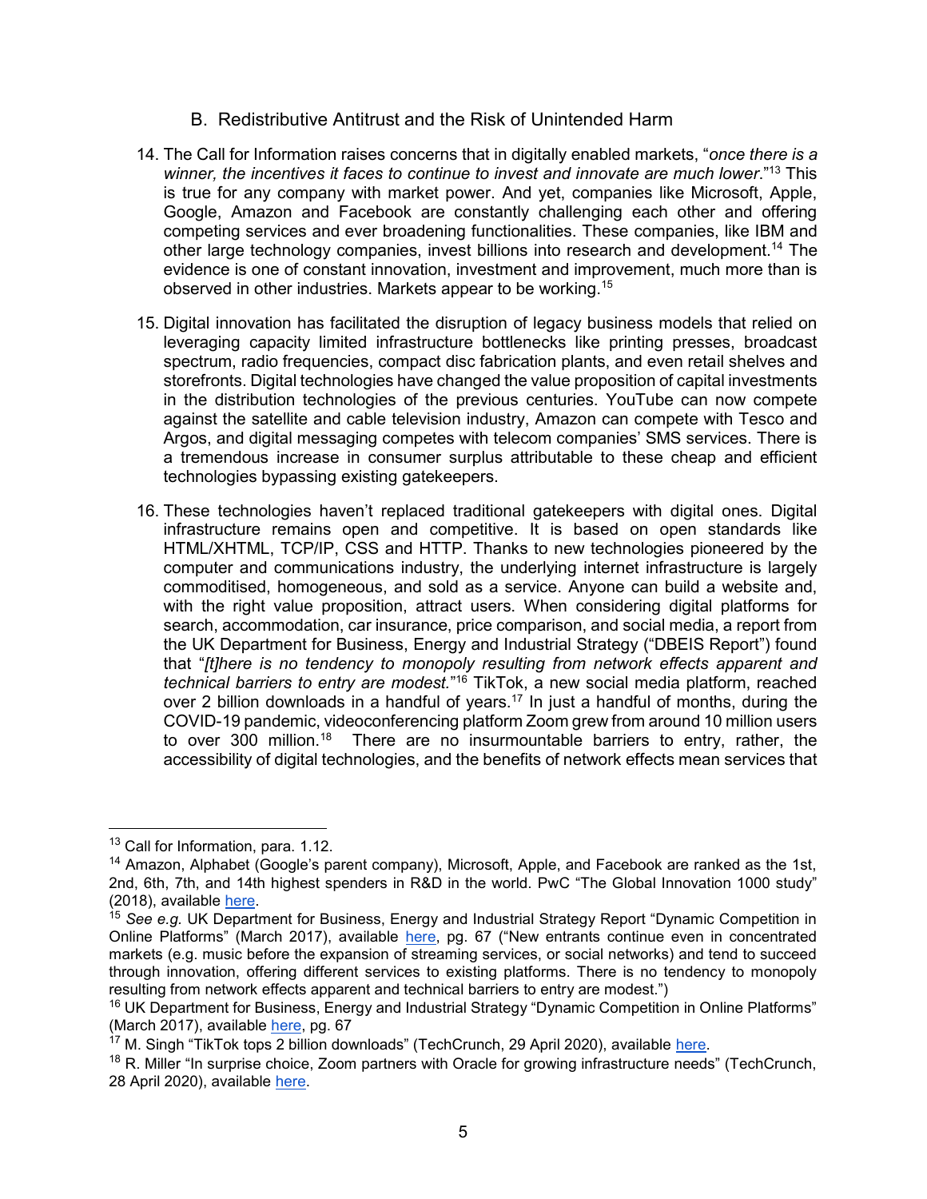### B. Redistributive Antitrust and the Risk of Unintended Harm

14. The Call for Information raises concerns that in digitally enabled markets, "*once there is a winner, the incentives it faces to continue to invest and innovate are much lower*."[13] This is true for any company with market power. And yet, companies like Microsoft, Apple, Google, Amazon and Facebook are constantly challenging each other and offering competing services and ever broadening functionalities. These companies, like IBM and other large technology companies, invest billions into research and development.[14] The evidence is one of constant innovation, investment and improvement, much more than is observed in other industries. Markets appear to be working.[15]

15. Digital innovation has facilitated the disruption of legacy business models that relied on leveraging capacity limited infrastructure bottlenecks like printing presses, broadcast spectrum, radio frequencies, compact disc fabrication plants, and even retail shelves and storefronts. Digital technologies have changed the value proposition of capital investments in the distribution technologies of the previous centuries. YouTube can now compete against the satellite and cable television industry, Amazon can compete with Tesco and Argos, and digital messaging competes with telecom companies' SMS services. There is a tremendous increase in consumer surplus attributable to these cheap and efficient technologies bypassing existing gatekeepers.

16. These technologies haven't replaced traditional gatekeepers with digital ones. Digital infrastructure remains open and competitive. It is based on open standards like HTML/XHTML, TCP/IP, CSS and HTTP. Thanks to new technologies pioneered by the computer and communications industry, the underlying internet infrastructure is largely commoditised, homogeneous, and sold as a service. Anyone can build a website and, with the right value proposition, attract users. When considering digital platforms for search, accommodation, car insurance, price comparison, and social media, a report from the UK Department for Business, Energy and Industrial Strategy ("DBEIS Report") found that "*[t]here is no tendency to monopoly resulting from network effects apparent and technical barriers to entry are modest.*"[16] TikTok, a new social media platform, reached over 2 billion downloads in a handful of years.[17] In just a handful of months, during the COVID-19 pandemic, videoconferencing platform Zoom grew from around 10 million users to over 300 million.[18] There are no insurmountable barriers to entry, rather, the accessibility of digital technologies, and the benefits of network effects mean services that

---

[13] Call for Information, para. 1.12.

[14] Amazon, Alphabet (Google's parent company), Microsoft, Apple, and Facebook are ranked as the 1st, 2nd, 6th, 7th, and 14th highest spenders in R&D in the world. PwC "The Global Innovation 1000 study" (2018), available here.

[15] *See e.g.* UK Department for Business, Energy and Industrial Strategy Report "Dynamic Competition in Online Platforms" (March 2017), available here, pg. 67 ("New entrants continue even in concentrated markets (e.g. music before the expansion of streaming services, or social networks) and tend to succeed through innovation, offering different services to existing platforms. There is no tendency to monopoly resulting from network effects apparent and technical barriers to entry are modest.")

[16] UK Department for Business, Energy and Industrial Strategy "Dynamic Competition in Online Platforms" (March 2017), available here, pg. 67

[17] M. Singh "TikTok tops 2 billion downloads" (TechCrunch, 29 April 2020), available here.

[18] R. Miller "In surprise choice, Zoom partners with Oracle for growing infrastructure needs" (TechCrunch, 28 April 2020), available here.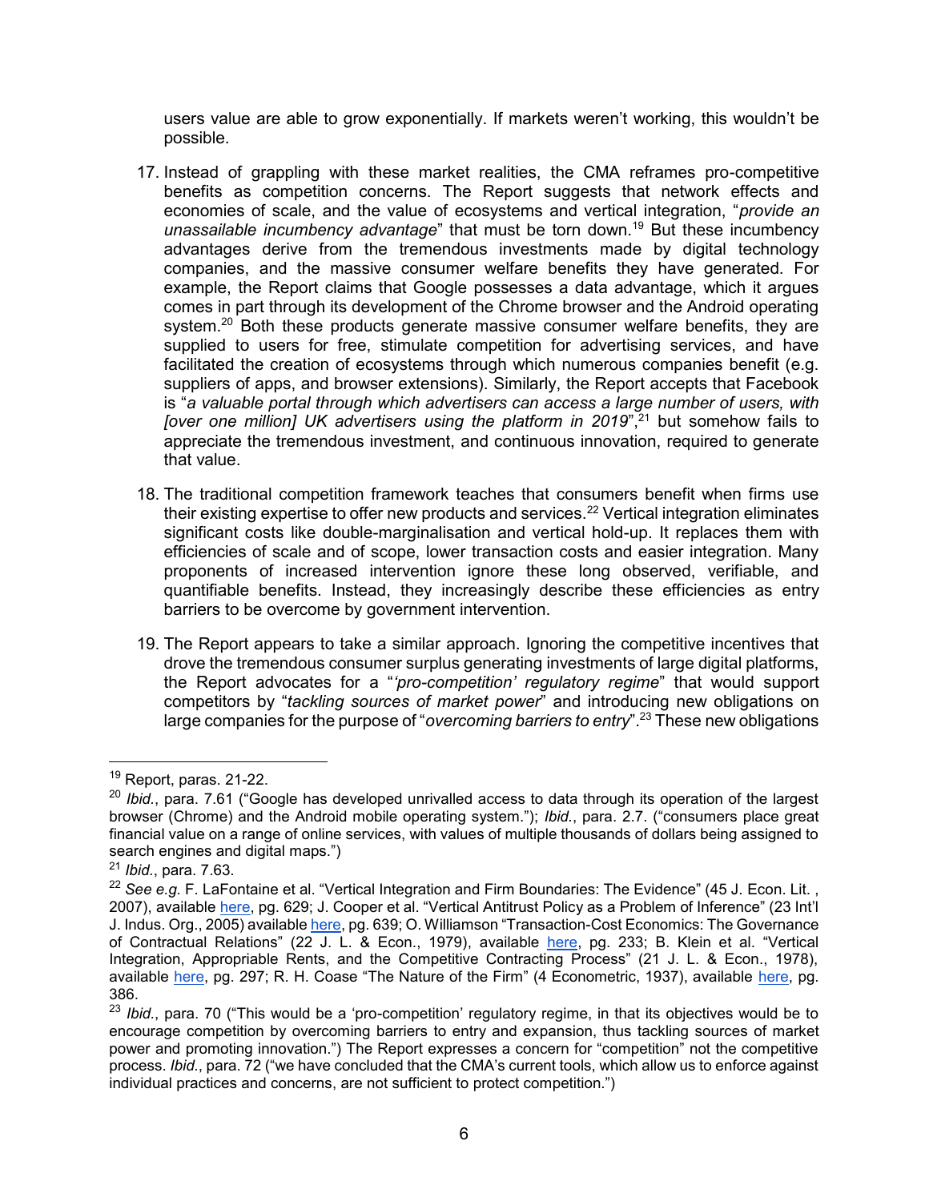users value are able to grow exponentially. If markets weren't working, this wouldn't be possible.

17. Instead of grappling with these market realities, the CMA reframes pro-competitive benefits as competition concerns. The Report suggests that network effects and economies of scale, and the value of ecosystems and vertical integration, "*provide an unassailable incumbency advantage*" that must be torn down.[19] But these incumbency advantages derive from the tremendous investments made by digital technology companies, and the massive consumer welfare benefits they have generated. For example, the Report claims that Google possesses a data advantage, which it argues comes in part through its development of the Chrome browser and the Android operating system.[20] Both these products generate massive consumer welfare benefits, they are supplied to users for free, stimulate competition for advertising services, and have facilitated the creation of ecosystems through which numerous companies benefit (e.g. suppliers of apps, and browser extensions). Similarly, the Report accepts that Facebook is "*a valuable portal through which advertisers can access a large number of users, with [over one million] UK advertisers using the platform in 2019*",[21] but somehow fails to appreciate the tremendous investment, and continuous innovation, required to generate that value.

18. The traditional competition framework teaches that consumers benefit when firms use their existing expertise to offer new products and services.[22] Vertical integration eliminates significant costs like double-marginalisation and vertical hold-up. It replaces them with efficiencies of scale and of scope, lower transaction costs and easier integration. Many proponents of increased intervention ignore these long observed, verifiable, and quantifiable benefits. Instead, they increasingly describe these efficiencies as entry barriers to be overcome by government intervention.

19. The Report appears to take a similar approach. Ignoring the competitive incentives that drove the tremendous consumer surplus generating investments of large digital platforms, the Report advocates for a "*'pro-competition' regulatory regime*" that would support competitors by "*tackling sources of market power*" and introducing new obligations on large companies for the purpose of "*overcoming barriers to entry*".[23] These new obligations

---

[19] Report, paras. 21-22.

[20] *Ibid.*, para. 7.61 ("Google has developed unrivalled access to data through its operation of the largest browser (Chrome) and the Android mobile operating system."); *Ibid.*, para. 2.7. ("consumers place great financial value on a range of online services, with values of multiple thousands of dollars being assigned to search engines and digital maps.")

[21] *Ibid.*, para. 7.63.

[22] *See e.g.* F. LaFontaine et al. "Vertical Integration and Firm Boundaries: The Evidence" (45 J. Econ. Lit. , 2007), available here, pg. 629; J. Cooper et al. "Vertical Antitrust Policy as a Problem of Inference" (23 Int'l J. Indus. Org., 2005) available here, pg. 639; O. Williamson "Transaction-Cost Economics: The Governance of Contractual Relations" (22 J. L. & Econ., 1979), available here, pg. 233; B. Klein et al. "Vertical Integration, Appropriable Rents, and the Competitive Contracting Process" (21 J. L. & Econ., 1978), available here, pg. 297; R. H. Coase "The Nature of the Firm" (4 Econometric, 1937), available here, pg. 386.

[23] *Ibid.*, para. 70 ("This would be a 'pro-competition' regulatory regime, in that its objectives would be to encourage competition by overcoming barriers to entry and expansion, thus tackling sources of market power and promoting innovation.") The Report expresses a concern for "competition" not the competitive process. *Ibid.*, para. 72 ("we have concluded that the CMA's current tools, which allow us to enforce against individual practices and concerns, are not sufficient to protect competition.")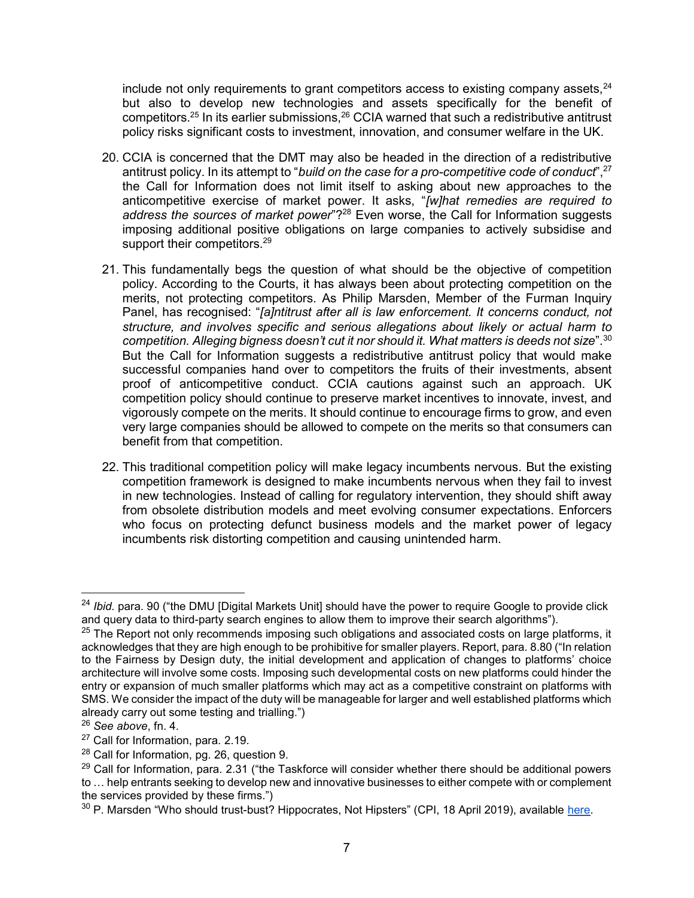include not only requirements to grant competitors access to existing company assets,[24] but also to develop new technologies and assets specifically for the benefit of competitors.[25] In its earlier submissions,[26] CCIA warned that such a redistributive antitrust policy risks significant costs to investment, innovation, and consumer welfare in the UK.

20. CCIA is concerned that the DMT may also be headed in the direction of a redistributive antitrust policy. In its attempt to "*build on the case for a pro-competitive code of conduct*",[27] the Call for Information does not limit itself to asking about new approaches to the anticompetitive exercise of market power. It asks, "*[w]hat remedies are required to address the sources of market power*"?[28] Even worse, the Call for Information suggests imposing additional positive obligations on large companies to actively subsidise and support their competitors.[29]

21. This fundamentally begs the question of what should be the objective of competition policy. According to the Courts, it has always been about protecting competition on the merits, not protecting competitors. As Philip Marsden, Member of the Furman Inquiry Panel, has recognised: "*[a]ntitrust after all is law enforcement. It concerns conduct, not structure, and involves specific and serious allegations about likely or actual harm to competition. Alleging bigness doesn't cut it nor should it. What matters is deeds not size*".[30] But the Call for Information suggests a redistributive antitrust policy that would make successful companies hand over to competitors the fruits of their investments, absent proof of anticompetitive conduct. CCIA cautions against such an approach. UK competition policy should continue to preserve market incentives to innovate, invest, and vigorously compete on the merits. It should continue to encourage firms to grow, and even very large companies should be allowed to compete on the merits so that consumers can benefit from that competition.

22. This traditional competition policy will make legacy incumbents nervous. But the existing competition framework is designed to make incumbents nervous when they fail to invest in new technologies. Instead of calling for regulatory intervention, they should shift away from obsolete distribution models and meet evolving consumer expectations. Enforcers who focus on protecting defunct business models and the market power of legacy incumbents risk distorting competition and causing unintended harm.

---

[24] *Ibid.* para. 90 ("the DMU [Digital Markets Unit] should have the power to require Google to provide click and query data to third-party search engines to allow them to improve their search algorithms").

[25] The Report not only recommends imposing such obligations and associated costs on large platforms, it acknowledges that they are high enough to be prohibitive for smaller players. Report, para. 8.80 ("In relation to the Fairness by Design duty, the initial development and application of changes to platforms' choice architecture will involve some costs. Imposing such developmental costs on new platforms could hinder the entry or expansion of much smaller platforms which may act as a competitive constraint on platforms with SMS. We consider the impact of the duty will be manageable for larger and well established platforms which already carry out some testing and trialling.")

[26] *See above*, fn. 4.

[27] Call for Information, para. 2.19.

[28] Call for Information, pg. 26, question 9.

[29] Call for Information, para. 2.31 ("the Taskforce will consider whether there should be additional powers to … help entrants seeking to develop new and innovative businesses to either compete with or complement the services provided by these firms.")

[30] P. Marsden "Who should trust-bust? Hippocrates, Not Hipsters" (CPI, 18 April 2019), available here.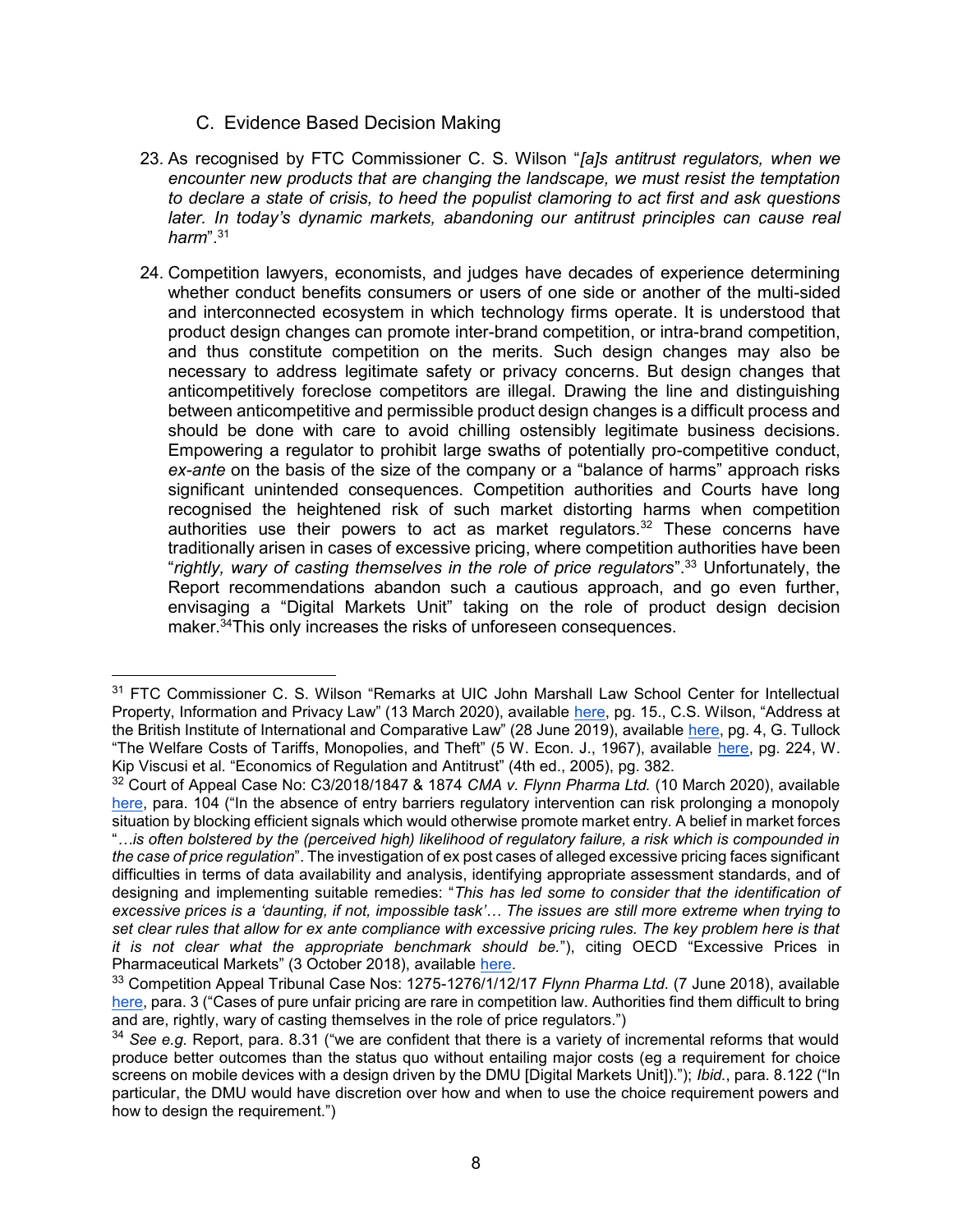## C. Evidence Based Decision Making

23. As recognised by FTC Commissioner C. S. Wilson "*[a]s antitrust regulators, when we encounter new products that are changing the landscape, we must resist the temptation to declare a state of crisis, to heed the populist clamoring to act first and ask questions later. In today's dynamic markets, abandoning our antitrust principles can cause real harm*".[31]

24. Competition lawyers, economists, and judges have decades of experience determining whether conduct benefits consumers or users of one side or another of the multi-sided and interconnected ecosystem in which technology firms operate. It is understood that product design changes can promote inter-brand competition, or intra-brand competition, and thus constitute competition on the merits. Such design changes may also be necessary to address legitimate safety or privacy concerns. But design changes that anticompetitively foreclose competitors are illegal. Drawing the line and distinguishing between anticompetitive and permissible product design changes is a difficult process and should be done with care to avoid chilling ostensibly legitimate business decisions. Empowering a regulator to prohibit large swaths of potentially pro-competitive conduct, *ex-ante* on the basis of the size of the company or a "balance of harms" approach risks significant unintended consequences. Competition authorities and Courts have long recognised the heightened risk of such market distorting harms when competition authorities use their powers to act as market regulators.[32] These concerns have traditionally arisen in cases of excessive pricing, where competition authorities have been "*rightly, wary of casting themselves in the role of price regulators*".[33] Unfortunately, the Report recommendations abandon such a cautious approach, and go even further, envisaging a "Digital Markets Unit" taking on the role of product design decision maker.[34]This only increases the risks of unforeseen consequences.

---

[31] FTC Commissioner C. S. Wilson "Remarks at UIC John Marshall Law School Center for Intellectual Property, Information and Privacy Law" (13 March 2020), available here, pg. 15., C.S. Wilson, "Address at the British Institute of International and Comparative Law" (28 June 2019), available here, pg. 4, G. Tullock "The Welfare Costs of Tariffs, Monopolies, and Theft" (5 W. Econ. J., 1967), available here, pg. 224, W. Kip Viscusi et al. "Economics of Regulation and Antitrust" (4th ed., 2005), pg. 382.

[32] Court of Appeal Case No: C3/2018/1847 & 1874 *CMA v. Flynn Pharma Ltd.* (10 March 2020), available here, para. 104 ("In the absence of entry barriers regulatory intervention can risk prolonging a monopoly situation by blocking efficient signals which would otherwise promote market entry. A belief in market forces "*…is often bolstered by the (perceived high) likelihood of regulatory failure, a risk which is compounded in the case of price regulation*". The investigation of ex post cases of alleged excessive pricing faces significant difficulties in terms of data availability and analysis, identifying appropriate assessment standards, and of designing and implementing suitable remedies: "*This has led some to consider that the identification of excessive prices is a 'daunting, if not, impossible task'… The issues are still more extreme when trying to set clear rules that allow for ex ante compliance with excessive pricing rules. The key problem here is that it is not clear what the appropriate benchmark should be.*"), citing OECD "Excessive Prices in Pharmaceutical Markets" (3 October 2018), available here.

[33] Competition Appeal Tribunal Case Nos: 1275-1276/1/12/17 *Flynn Pharma Ltd.* (7 June 2018), available here, para. 3 ("Cases of pure unfair pricing are rare in competition law. Authorities find them difficult to bring and are, rightly, wary of casting themselves in the role of price regulators.")

[34] *See e.g.* Report, para. 8.31 ("we are confident that there is a variety of incremental reforms that would produce better outcomes than the status quo without entailing major costs (eg a requirement for choice screens on mobile devices with a design driven by the DMU [Digital Markets Unit])."); *Ibid.*, para. 8.122 ("In particular, the DMU would have discretion over how and when to use the choice requirement powers and how to design the requirement.")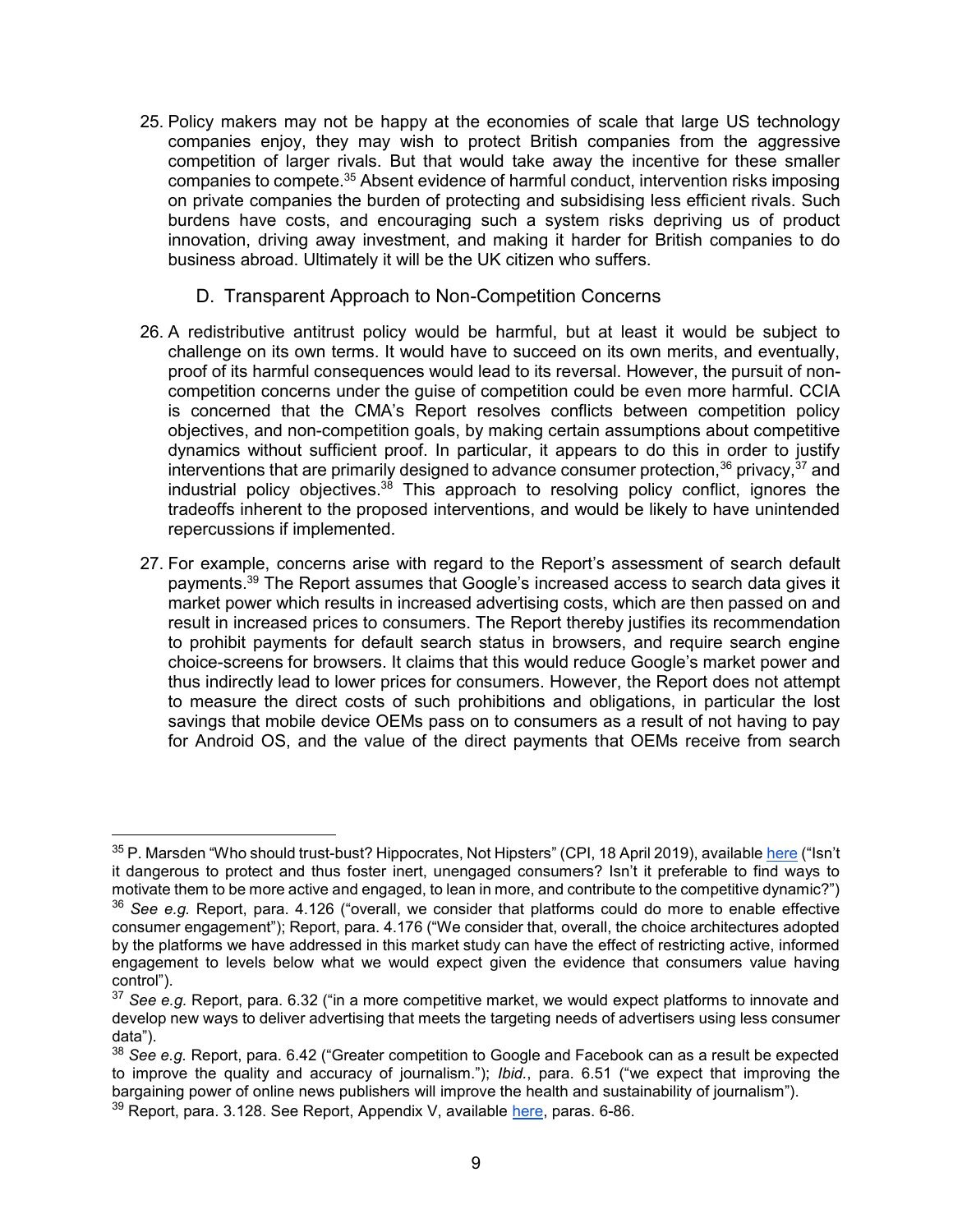25. Policy makers may not be happy at the economies of scale that large US technology companies enjoy, they may wish to protect British companies from the aggressive competition of larger rivals. But that would take away the incentive for these smaller companies to compete.[35] Absent evidence of harmful conduct, intervention risks imposing on private companies the burden of protecting and subsidising less efficient rivals. Such burdens have costs, and encouraging such a system risks depriving us of product innovation, driving away investment, and making it harder for British companies to do business abroad. Ultimately it will be the UK citizen who suffers.

### D. Transparent Approach to Non-Competition Concerns

26. A redistributive antitrust policy would be harmful, but at least it would be subject to challenge on its own terms. It would have to succeed on its own merits, and eventually, proof of its harmful consequences would lead to its reversal. However, the pursuit of non-competition concerns under the guise of competition could be even more harmful. CCIA is concerned that the CMA's Report resolves conflicts between competition policy objectives, and non-competition goals, by making certain assumptions about competitive dynamics without sufficient proof. In particular, it appears to do this in order to justify interventions that are primarily designed to advance consumer protection,[36] privacy,[37] and industrial policy objectives.[38] This approach to resolving policy conflict, ignores the tradeoffs inherent to the proposed interventions, and would be likely to have unintended repercussions if implemented.

27. For example, concerns arise with regard to the Report's assessment of search default payments.[39] The Report assumes that Google's increased access to search data gives it market power which results in increased advertising costs, which are then passed on and result in increased prices to consumers. The Report thereby justifies its recommendation to prohibit payments for default search status in browsers, and require search engine choice-screens for browsers. It claims that this would reduce Google's market power and thus indirectly lead to lower prices for consumers. However, the Report does not attempt to measure the direct costs of such prohibitions and obligations, in particular the lost savings that mobile device OEMs pass on to consumers as a result of not having to pay for Android OS, and the value of the direct payments that OEMs receive from search

---

[35] P. Marsden "Who should trust-bust? Hippocrates, Not Hipsters" (CPI, 18 April 2019), available here ("Isn't it dangerous to protect and thus foster inert, unengaged consumers? Isn't it preferable to find ways to motivate them to be more active and engaged, to lean in more, and contribute to the competitive dynamic?")

[36] *See e.g.* Report, para. 4.126 ("overall, we consider that platforms could do more to enable effective consumer engagement"); Report, para. 4.176 ("We consider that, overall, the choice architectures adopted by the platforms we have addressed in this market study can have the effect of restricting active, informed engagement to levels below what we would expect given the evidence that consumers value having control").

[37] *See e.g.* Report, para. 6.32 ("in a more competitive market, we would expect platforms to innovate and develop new ways to deliver advertising that meets the targeting needs of advertisers using less consumer data").

[38] *See e.g.* Report, para. 6.42 ("Greater competition to Google and Facebook can as a result be expected to improve the quality and accuracy of journalism."); *Ibid.*, para. 6.51 ("we expect that improving the bargaining power of online news publishers will improve the health and sustainability of journalism").

[39] Report, para. 3.128. See Report, Appendix V, available here, paras. 6-86.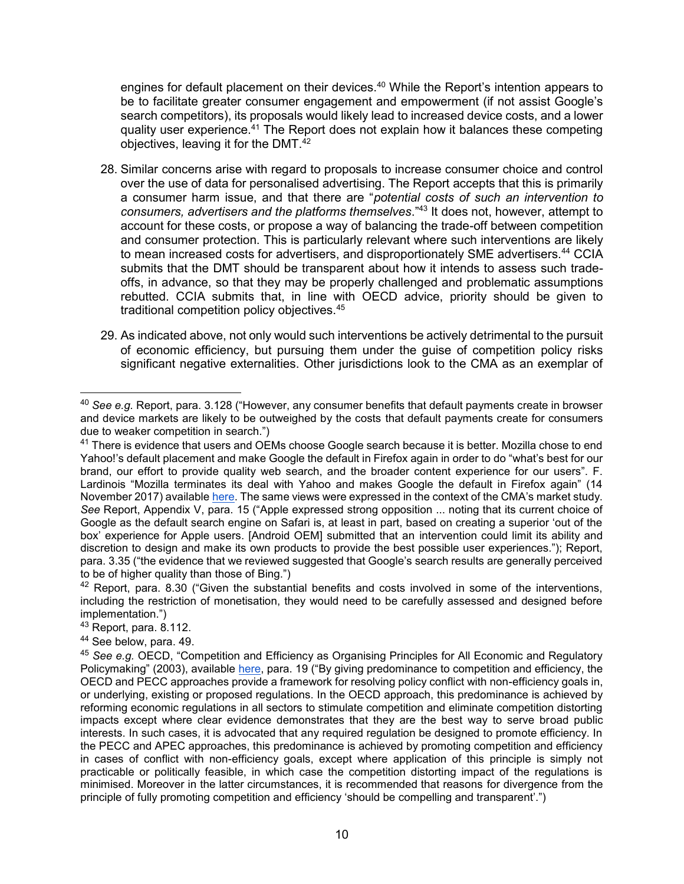engines for default placement on their devices.[40] While the Report's intention appears to be to facilitate greater consumer engagement and empowerment (if not assist Google's search competitors), its proposals would likely lead to increased device costs, and a lower quality user experience.[41] The Report does not explain how it balances these competing objectives, leaving it for the DMT.[42]

28. Similar concerns arise with regard to proposals to increase consumer choice and control over the use of data for personalised advertising. The Report accepts that this is primarily a consumer harm issue, and that there are "*potential costs of such an intervention to consumers, advertisers and the platforms themselves*."[43] It does not, however, attempt to account for these costs, or propose a way of balancing the trade-off between competition and consumer protection. This is particularly relevant where such interventions are likely to mean increased costs for advertisers, and disproportionately SME advertisers.[44] CCIA submits that the DMT should be transparent about how it intends to assess such trade-offs, in advance, so that they may be properly challenged and problematic assumptions rebutted. CCIA submits that, in line with OECD advice, priority should be given to traditional competition policy objectives.[45]

29. As indicated above, not only would such interventions be actively detrimental to the pursuit of economic efficiency, but pursuing them under the guise of competition policy risks significant negative externalities. Other jurisdictions look to the CMA as an exemplar of

---

[40] *See e.g.* Report, para. 3.128 ("However, any consumer benefits that default payments create in browser and device markets are likely to be outweighed by the costs that default payments create for consumers due to weaker competition in search.")

[41] There is evidence that users and OEMs choose Google search because it is better. Mozilla chose to end Yahoo!'s default placement and make Google the default in Firefox again in order to do "what's best for our brand, our effort to provide quality web search, and the broader content experience for our users". F. Lardinois "Mozilla terminates its deal with Yahoo and makes Google the default in Firefox again" (14 November 2017) available here. The same views were expressed in the context of the CMA's market study. *See* Report, Appendix V, para. 15 ("Apple expressed strong opposition ... noting that its current choice of Google as the default search engine on Safari is, at least in part, based on creating a superior 'out of the box' experience for Apple users. [Android OEM] submitted that an intervention could limit its ability and discretion to design and make its own products to provide the best possible user experiences."); Report, para. 3.35 ("the evidence that we reviewed suggested that Google's search results are generally perceived to be of higher quality than those of Bing.")

[42] Report, para. 8.30 ("Given the substantial benefits and costs involved in some of the interventions, including the restriction of monetisation, they would need to be carefully assessed and designed before implementation.")

[43] Report, para. 8.112.

[44] See below, para. 49.

[45] *See e.g.* OECD, "Competition and Efficiency as Organising Principles for All Economic and Regulatory Policymaking" (2003), available here, para. 19 ("By giving predominance to competition and efficiency, the OECD and PECC approaches provide a framework for resolving policy conflict with non-efficiency goals in, or underlying, existing or proposed regulations. In the OECD approach, this predominance is achieved by reforming economic regulations in all sectors to stimulate competition and eliminate competition distorting impacts except where clear evidence demonstrates that they are the best way to serve broad public interests. In such cases, it is advocated that any required regulation be designed to promote efficiency. In the PECC and APEC approaches, this predominance is achieved by promoting competition and efficiency in cases of conflict with non-efficiency goals, except where application of this principle is simply not practicable or politically feasible, in which case the competition distorting impact of the regulations is minimised. Moreover in the latter circumstances, it is recommended that reasons for divergence from the principle of fully promoting competition and efficiency 'should be compelling and transparent'.")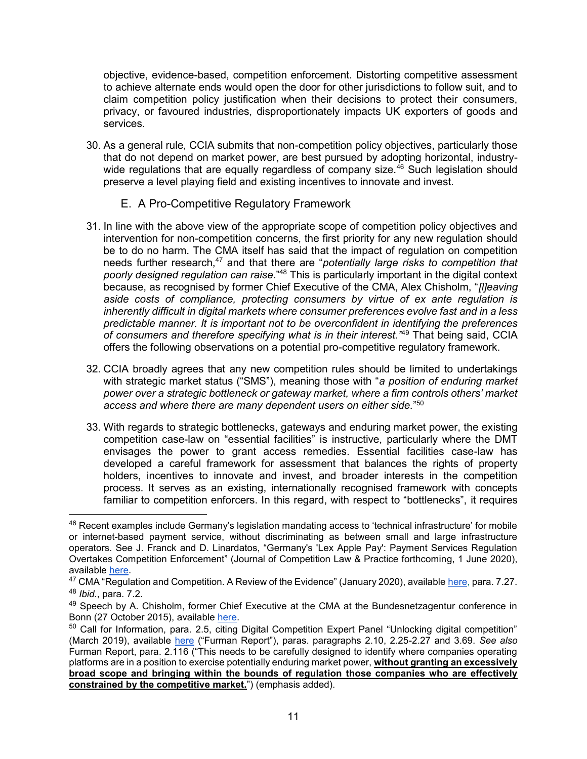objective, evidence-based, competition enforcement. Distorting competitive assessment to achieve alternate ends would open the door for other jurisdictions to follow suit, and to claim competition policy justification when their decisions to protect their consumers, privacy, or favoured industries, disproportionately impacts UK exporters of goods and services.

30. As a general rule, CCIA submits that non-competition policy objectives, particularly those that do not depend on market power, are best pursued by adopting horizontal, industry-wide regulations that are equally regardless of company size.[46] Such legislation should preserve a level playing field and existing incentives to innovate and invest.

## E. A Pro-Competitive Regulatory Framework

31. In line with the above view of the appropriate scope of competition policy objectives and intervention for non-competition concerns, the first priority for any new regulation should be to do no harm. The CMA itself has said that the impact of regulation on competition needs further research,[47] and that there are "*potentially large risks to competition that poorly designed regulation can raise*."[48] This is particularly important in the digital context because, as recognised by former Chief Executive of the CMA, Alex Chisholm, "*[l]eaving aside costs of compliance, protecting consumers by virtue of ex ante regulation is inherently difficult in digital markets where consumer preferences evolve fast and in a less predictable manner. It is important not to be overconfident in identifying the preferences of consumers and therefore specifying what is in their interest.*"[49] That being said, CCIA offers the following observations on a potential pro-competitive regulatory framework.

32. CCIA broadly agrees that any new competition rules should be limited to undertakings with strategic market status ("SMS"), meaning those with "*a position of enduring market power over a strategic bottleneck or gateway market, where a firm controls others' market access and where there are many dependent users on either side.*"[50]

33. With regards to strategic bottlenecks, gateways and enduring market power, the existing competition case-law on "essential facilities" is instructive, particularly where the DMT envisages the power to grant access remedies. Essential facilities case-law has developed a careful framework for assessment that balances the rights of property holders, incentives to innovate and invest, and broader interests in the competition process. It serves as an existing, internationally recognised framework with concepts familiar to competition enforcers. In this regard, with respect to "bottlenecks", it requires

---

[46] Recent examples include Germany's legislation mandating access to 'technical infrastructure' for mobile or internet-based payment service, without discriminating as between small and large infrastructure operators. See J. Franck and D. Linardatos, "Germany's 'Lex Apple Pay': Payment Services Regulation Overtakes Competition Enforcement" (Journal of Competition Law & Practice forthcoming, 1 June 2020), available here.

[47] CMA "Regulation and Competition. A Review of the Evidence" (January 2020), available here, para. 7.27.

[48] *Ibid.*, para. 7.2.

[49] Speech by A. Chisholm, former Chief Executive at the CMA at the Bundesnetzagentur conference in Bonn (27 October 2015), available here.

[50] Call for Information, para. 2.5, citing Digital Competition Expert Panel "Unlocking digital competition" (March 2019), available here ("Furman Report"), paras. paragraphs 2.10, 2.25-2.27 and 3.69. *See also* Furman Report, para. 2.116 ("This needs to be carefully designed to identify where companies operating platforms are in a position to exercise potentially enduring market power, **without granting an excessively broad scope and bringing within the bounds of regulation those companies who are effectively constrained by the competitive market.**") (emphasis added).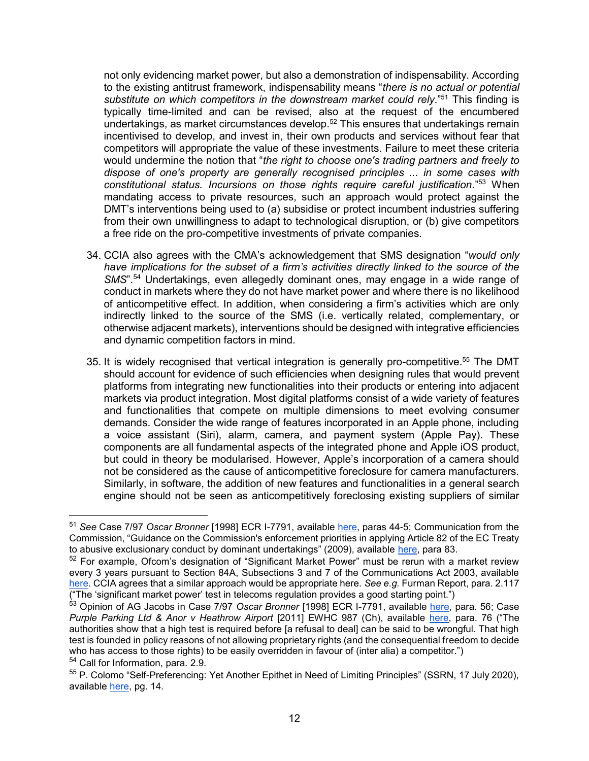not only evidencing market power, but also a demonstration of indispensability. According to the existing antitrust framework, indispensability means "*there is no actual or potential substitute on which competitors in the downstream market could rely*."[51] This finding is typically time-limited and can be revised, also at the request of the encumbered undertakings, as market circumstances develop.[52] This ensures that undertakings remain incentivised to develop, and invest in, their own products and services without fear that competitors will appropriate the value of these investments. Failure to meet these criteria would undermine the notion that "*the right to choose one's trading partners and freely to dispose of one's property are generally recognised principles ... in some cases with constitutional status. Incursions on those rights require careful justification*."[53] When mandating access to private resources, such an approach would protect against the DMT's interventions being used to (a) subsidise or protect incumbent industries suffering from their own unwillingness to adapt to technological disruption, or (b) give competitors a free ride on the pro-competitive investments of private companies.

34. CCIA also agrees with the CMA's acknowledgement that SMS designation "*would only have implications for the subset of a firm's activities directly linked to the source of the SMS*".[54] Undertakings, even allegedly dominant ones, may engage in a wide range of conduct in markets where they do not have market power and where there is no likelihood of anticompetitive effect. In addition, when considering a firm's activities which are only indirectly linked to the source of the SMS (i.e. vertically related, complementary, or otherwise adjacent markets), interventions should be designed with integrative efficiencies and dynamic competition factors in mind.

35. It is widely recognised that vertical integration is generally pro-competitive.[55] The DMT should account for evidence of such efficiencies when designing rules that would prevent platforms from integrating new functionalities into their products or entering into adjacent markets via product integration. Most digital platforms consist of a wide variety of features and functionalities that compete on multiple dimensions to meet evolving consumer demands. Consider the wide range of features incorporated in an Apple phone, including a voice assistant (Siri), alarm, camera, and payment system (Apple Pay). These components are all fundamental aspects of the integrated phone and Apple iOS product, but could in theory be modularised. However, Apple's incorporation of a camera should not be considered as the cause of anticompetitive foreclosure for camera manufacturers. Similarly, in software, the addition of new features and functionalities in a general search engine should not be seen as anticompetitively foreclosing existing suppliers of similar

---

[51] *See* Case 7/97 *Oscar Bronner* [1998] ECR I-7791, available here, paras 44-5; Communication from the Commission, "Guidance on the Commission's enforcement priorities in applying Article 82 of the EC Treaty to abusive exclusionary conduct by dominant undertakings" (2009), available here, para 83.

[52] For example, Ofcom's designation of "Significant Market Power" must be rerun with a market review every 3 years pursuant to Section 84A, Subsections 3 and 7 of the Communications Act 2003, available here. CCIA agrees that a similar approach would be appropriate here. *See e.g.* Furman Report, para. 2.117 ("The 'significant market power' test in telecoms regulation provides a good starting point.")

[53] Opinion of AG Jacobs in Case 7/97 *Oscar Bronner* [1998] ECR I-7791, available here, para. 56; Case *Purple Parking Ltd & Anor v Heathrow Airport* [2011] EWHC 987 (Ch), available here, para. 76 ("The authorities show that a high test is required before [a refusal to deal] can be said to be wrongful. That high test is founded in policy reasons of not allowing proprietary rights (and the consequential freedom to decide who has access to those rights) to be easily overridden in favour of (inter alia) a competitor.")

[54] Call for Information, para. 2.9.

[55] P. Colomo "Self-Preferencing: Yet Another Epithet in Need of Limiting Principles" (SSRN, 17 July 2020), available here, pg. 14.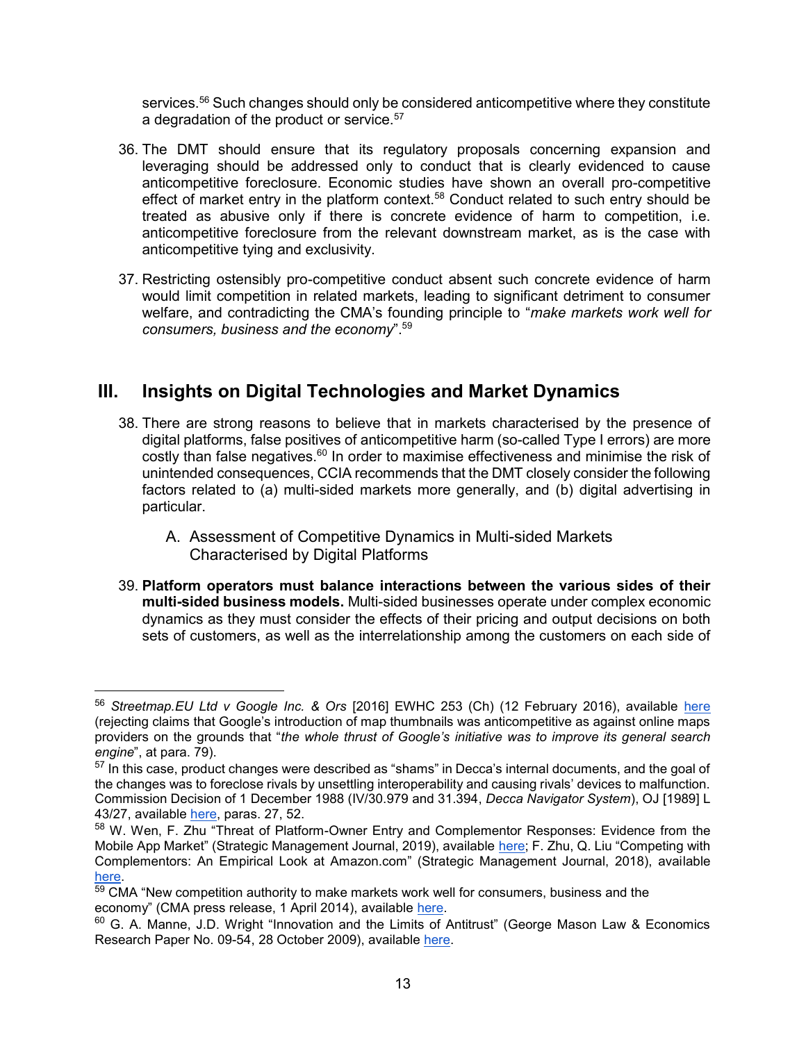services.[56] Such changes should only be considered anticompetitive where they constitute a degradation of the product or service.[57]

36. The DMT should ensure that its regulatory proposals concerning expansion and leveraging should be addressed only to conduct that is clearly evidenced to cause anticompetitive foreclosure. Economic studies have shown an overall pro-competitive effect of market entry in the platform context.[58] Conduct related to such entry should be treated as abusive only if there is concrete evidence of harm to competition, i.e. anticompetitive foreclosure from the relevant downstream market, as is the case with anticompetitive tying and exclusivity.

37. Restricting ostensibly pro-competitive conduct absent such concrete evidence of harm would limit competition in related markets, leading to significant detriment to consumer welfare, and contradicting the CMA's founding principle to "*make markets work well for consumers, business and the economy*".[59]

## III. Insights on Digital Technologies and Market Dynamics

38. There are strong reasons to believe that in markets characterised by the presence of digital platforms, false positives of anticompetitive harm (so-called Type I errors) are more costly than false negatives.[60] In order to maximise effectiveness and minimise the risk of unintended consequences, CCIA recommends that the DMT closely consider the following factors related to (a) multi-sided markets more generally, and (b) digital advertising in particular.

### A. Assessment of Competitive Dynamics in Multi-sided Markets Characterised by Digital Platforms

39. **Platform operators must balance interactions between the various sides of their multi-sided business models.** Multi-sided businesses operate under complex economic dynamics as they must consider the effects of their pricing and output decisions on both sets of customers, as well as the interrelationship among the customers on each side of

---

[56] *Streetmap.EU Ltd v Google Inc. & Ors* [2016] EWHC 253 (Ch) (12 February 2016), available here (rejecting claims that Google's introduction of map thumbnails was anticompetitive as against online maps providers on the grounds that "*the whole thrust of Google's initiative was to improve its general search engine*", at para. 79).

[57] In this case, product changes were described as "shams" in Decca's internal documents, and the goal of the changes was to foreclose rivals by unsettling interoperability and causing rivals' devices to malfunction. Commission Decision of 1 December 1988 (IV/30.979 and 31.394, *Decca Navigator System*), OJ [1989] L 43/27, available here, paras. 27, 52.

[58] W. Wen, F. Zhu "Threat of Platform-Owner Entry and Complementor Responses: Evidence from the Mobile App Market" (Strategic Management Journal, 2019), available here; F. Zhu, Q. Liu "Competing with Complementors: An Empirical Look at Amazon.com" (Strategic Management Journal, 2018), available here.

[59] CMA "New competition authority to make markets work well for consumers, business and the economy" (CMA press release, 1 April 2014), available here.

[60] G. A. Manne, J.D. Wright "Innovation and the Limits of Antitrust" (George Mason Law & Economics Research Paper No. 09-54, 28 October 2009), available here.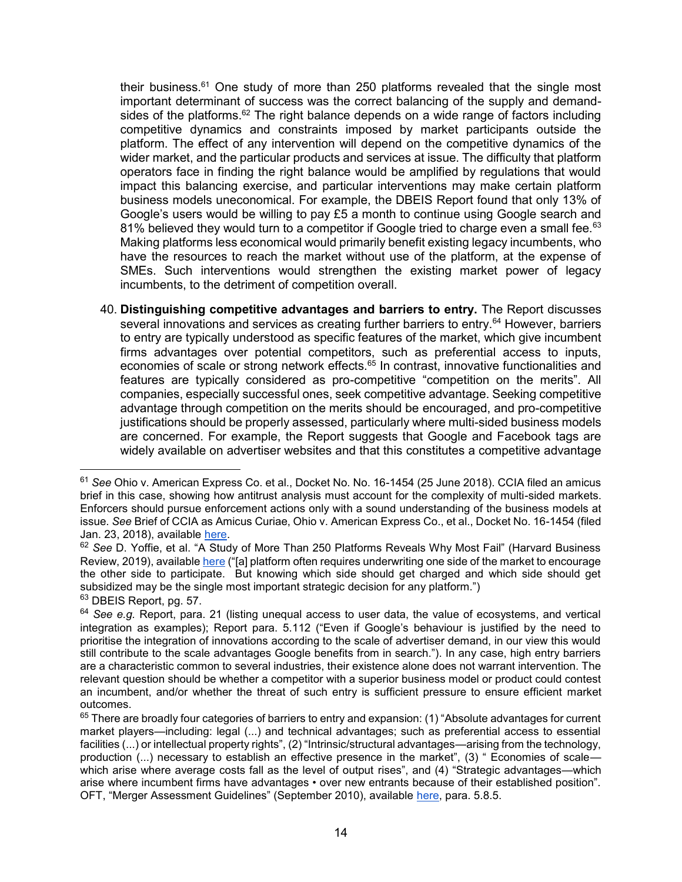their business.[61] One study of more than 250 platforms revealed that the single most important determinant of success was the correct balancing of the supply and demand-sides of the platforms.[62] The right balance depends on a wide range of factors including competitive dynamics and constraints imposed by market participants outside the platform. The effect of any intervention will depend on the competitive dynamics of the wider market, and the particular products and services at issue. The difficulty that platform operators face in finding the right balance would be amplified by regulations that would impact this balancing exercise, and particular interventions may make certain platform business models uneconomical. For example, the DBEIS Report found that only 13% of Google's users would be willing to pay £5 a month to continue using Google search and 81% believed they would turn to a competitor if Google tried to charge even a small fee.[63] Making platforms less economical would primarily benefit existing legacy incumbents, who have the resources to reach the market without use of the platform, at the expense of SMEs. Such interventions would strengthen the existing market power of legacy incumbents, to the detriment of competition overall.

40. **Distinguishing competitive advantages and barriers to entry.** The Report discusses several innovations and services as creating further barriers to entry.[64] However, barriers to entry are typically understood as specific features of the market, which give incumbent firms advantages over potential competitors, such as preferential access to inputs, economies of scale or strong network effects.[65] In contrast, innovative functionalities and features are typically considered as pro-competitive "competition on the merits". All companies, especially successful ones, seek competitive advantage. Seeking competitive advantage through competition on the merits should be encouraged, and pro-competitive justifications should be properly assessed, particularly where multi-sided business models are concerned. For example, the Report suggests that Google and Facebook tags are widely available on advertiser websites and that this constitutes a competitive advantage

---

[61] *See* Ohio v. American Express Co. et al., Docket No. No. 16-1454 (25 June 2018). CCIA filed an amicus brief in this case, showing how antitrust analysis must account for the complexity of multi-sided markets. Enforcers should pursue enforcement actions only with a sound understanding of the business models at issue. *See* Brief of CCIA as Amicus Curiae, Ohio v. American Express Co., et al., Docket No. 16-1454 (filed Jan. 23, 2018), available here.

[62] *See* D. Yoffie, et al. "A Study of More Than 250 Platforms Reveals Why Most Fail" (Harvard Business Review, 2019), available here ("[a] platform often requires underwriting one side of the market to encourage the other side to participate. But knowing which side should get charged and which side should get subsidized may be the single most important strategic decision for any platform.")

[63] DBEIS Report, pg. 57.

[64] *See e.g.* Report, para. 21 (listing unequal access to user data, the value of ecosystems, and vertical integration as examples); Report para. 5.112 ("Even if Google's behaviour is justified by the need to prioritise the integration of innovations according to the scale of advertiser demand, in our view this would still contribute to the scale advantages Google benefits from in search."). In any case, high entry barriers are a characteristic common to several industries, their existence alone does not warrant intervention. The relevant question should be whether a competitor with a superior business model or product could contest an incumbent, and/or whether the threat of such entry is sufficient pressure to ensure efficient market outcomes.

[65] There are broadly four categories of barriers to entry and expansion: (1) "Absolute advantages for current market players—including: legal (...) and technical advantages; such as preferential access to essential facilities (...) or intellectual property rights", (2) "Intrinsic/structural advantages—arising from the technology, production (...) necessary to establish an effective presence in the market", (3) " Economies of scale—which arise where average costs fall as the level of output rises", and (4) "Strategic advantages—which arise where incumbent firms have advantages • over new entrants because of their established position". OFT, "Merger Assessment Guidelines" (September 2010), available here, para. 5.8.5.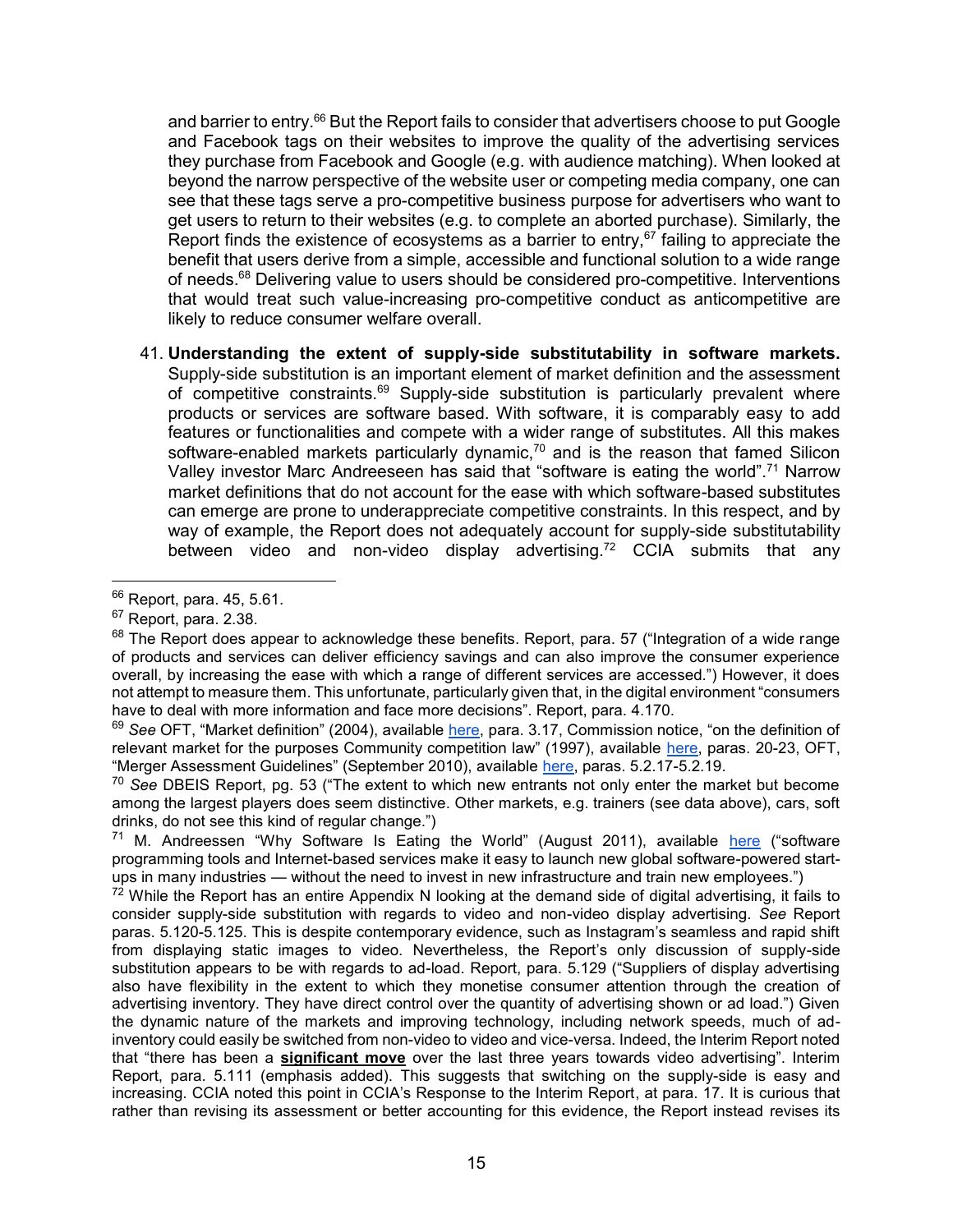and barrier to entry.[66] But the Report fails to consider that advertisers choose to put Google and Facebook tags on their websites to improve the quality of the advertising services they purchase from Facebook and Google (e.g. with audience matching). When looked at beyond the narrow perspective of the website user or competing media company, one can see that these tags serve a pro-competitive business purpose for advertisers who want to get users to return to their websites (e.g. to complete an aborted purchase). Similarly, the Report finds the existence of ecosystems as a barrier to entry,[67] failing to appreciate the benefit that users derive from a simple, accessible and functional solution to a wide range of needs.[68] Delivering value to users should be considered pro-competitive. Interventions that would treat such value-increasing pro-competitive conduct as anticompetitive are likely to reduce consumer welfare overall.

41. **Understanding the extent of supply-side substitutability in software markets.** Supply-side substitution is an important element of market definition and the assessment of competitive constraints.[69] Supply-side substitution is particularly prevalent where products or services are software based. With software, it is comparably easy to add features or functionalities and compete with a wider range of substitutes. All this makes software-enabled markets particularly dynamic,[70] and is the reason that famed Silicon Valley investor Marc Andreeseen has said that "software is eating the world".[71] Narrow market definitions that do not account for the ease with which software-based substitutes can emerge are prone to underappreciate competitive constraints. In this respect, and by way of example, the Report does not adequately account for supply-side substitutability between video and non-video display advertising.[72] CCIA submits that any

---

[66] Report, para. 45, 5.61.

[67] Report, para. 2.38.

[68] The Report does appear to acknowledge these benefits. Report, para. 57 ("Integration of a wide range of products and services can deliver efficiency savings and can also improve the consumer experience overall, by increasing the ease with which a range of different services are accessed.") However, it does not attempt to measure them. This unfortunate, particularly given that, in the digital environment "consumers have to deal with more information and face more decisions". Report, para. 4.170.

[69] *See* OFT, "Market definition" (2004), available here, para. 3.17, Commission notice, "on the definition of relevant market for the purposes Community competition law" (1997), available here, paras. 20-23, OFT, "Merger Assessment Guidelines" (September 2010), available here, paras. 5.2.17-5.2.19.

[70] *See* DBEIS Report, pg. 53 ("The extent to which new entrants not only enter the market but become among the largest players does seem distinctive. Other markets, e.g. trainers (see data above), cars, soft drinks, do not see this kind of regular change.")

[71] M. Andreessen "Why Software Is Eating the World" (August 2011), available here ("software programming tools and Internet-based services make it easy to launch new global software-powered start-ups in many industries — without the need to invest in new infrastructure and train new employees.")

[72] While the Report has an entire Appendix N looking at the demand side of digital advertising, it fails to consider supply-side substitution with regards to video and non-video display advertising. *See* Report paras. 5.120-5.125. This is despite contemporary evidence, such as Instagram's seamless and rapid shift from displaying static images to video. Nevertheless, the Report's only discussion of supply-side substitution appears to be with regards to ad-load. Report, para. 5.129 ("Suppliers of display advertising also have flexibility in the extent to which they monetise consumer attention through the creation of advertising inventory. They have direct control over the quantity of advertising shown or ad load.") Given the dynamic nature of the markets and improving technology, including network speeds, much of ad-inventory could easily be switched from non-video to video and vice-versa. Indeed, the Interim Report noted that "there has been a **significant move** over the last three years towards video advertising". Interim Report, para. 5.111 (emphasis added). This suggests that switching on the supply-side is easy and increasing. CCIA noted this point in CCIA's Response to the Interim Report, at para. 17. It is curious that rather than revising its assessment or better accounting for this evidence, the Report instead revises its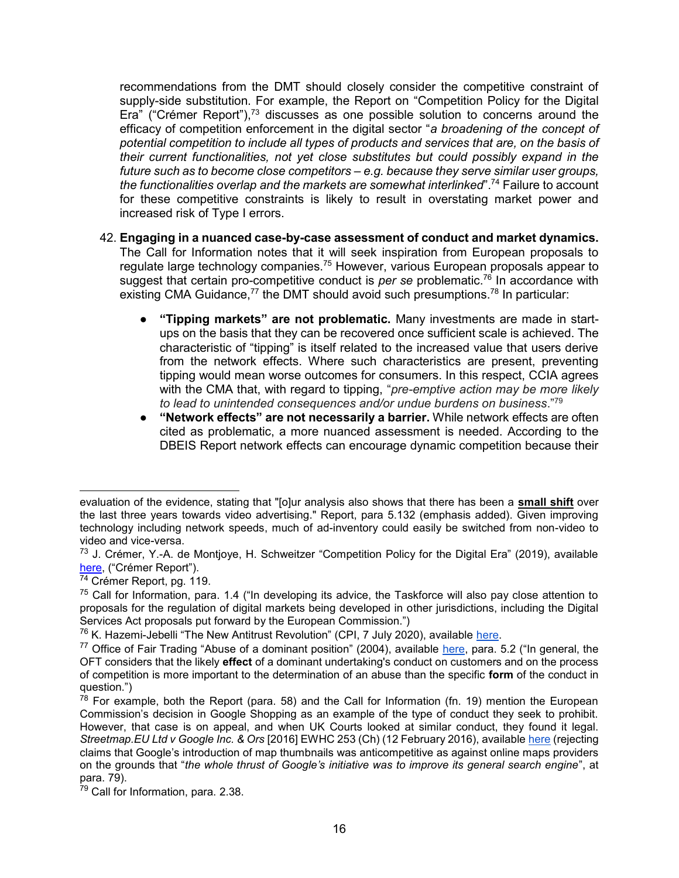recommendations from the DMT should closely consider the competitive constraint of supply-side substitution. For example, the Report on "Competition Policy for the Digital Era" ("Crémer Report"),[73] discusses as one possible solution to concerns around the efficacy of competition enforcement in the digital sector "*a broadening of the concept of potential competition to include all types of products and services that are, on the basis of their current functionalities, not yet close substitutes but could possibly expand in the future such as to become close competitors – e.g. because they serve similar user groups, the functionalities overlap and the markets are somewhat interlinked*".[74] Failure to account for these competitive constraints is likely to result in overstating market power and increased risk of Type I errors.

42. **Engaging in a nuanced case-by-case assessment of conduct and market dynamics.** The Call for Information notes that it will seek inspiration from European proposals to regulate large technology companies.[75] However, various European proposals appear to suggest that certain pro-competitive conduct is *per se* problematic.[76] In accordance with existing CMA Guidance,[77] the DMT should avoid such presumptions.[78] In particular:

    - **"Tipping markets" are not problematic.** Many investments are made in start-ups on the basis that they can be recovered once sufficient scale is achieved. The characteristic of "tipping" is itself related to the increased value that users derive from the network effects. Where such characteristics are present, preventing tipping would mean worse outcomes for consumers. In this respect, CCIA agrees with the CMA that, with regard to tipping, "*pre-emptive action may be more likely to lead to unintended consequences and/or undue burdens on business*."[79]
    - **"Network effects" are not necessarily a barrier.** While network effects are often cited as problematic, a more nuanced assessment is needed. According to the DBEIS Report network effects can encourage dynamic competition because their

---

evaluation of the evidence, stating that "[o]ur analysis also shows that there has been a **small shift** over the last three years towards video advertising." Report, para 5.132 (emphasis added). Given improving technology including network speeds, much of ad-inventory could easily be switched from non-video to video and vice-versa.

[73] J. Crémer, Y.-A. de Montjoye, H. Schweitzer "Competition Policy for the Digital Era" (2019), available here, ("Crémer Report").

[74] Crémer Report, pg. 119.

[75] Call for Information, para. 1.4 ("In developing its advice, the Taskforce will also pay close attention to proposals for the regulation of digital markets being developed in other jurisdictions, including the Digital Services Act proposals put forward by the European Commission.")

[76] K. Hazemi-Jebelli "The New Antitrust Revolution" (CPI, 7 July 2020), available here.

[77] Office of Fair Trading "Abuse of a dominant position" (2004), available here, para. 5.2 ("In general, the OFT considers that the likely **effect** of a dominant undertaking's conduct on customers and on the process of competition is more important to the determination of an abuse than the specific **form** of the conduct in question.")

[78] For example, both the Report (para. 58) and the Call for Information (fn. 19) mention the European Commission's decision in Google Shopping as an example of the type of conduct they seek to prohibit. However, that case is on appeal, and when UK Courts looked at similar conduct, they found it legal. *Streetmap.EU Ltd v Google Inc. & Ors* [2016] EWHC 253 (Ch) (12 February 2016), available here (rejecting claims that Google's introduction of map thumbnails was anticompetitive as against online maps providers on the grounds that "*the whole thrust of Google's initiative was to improve its general search engine*", at para. 79).

[79] Call for Information, para. 2.38.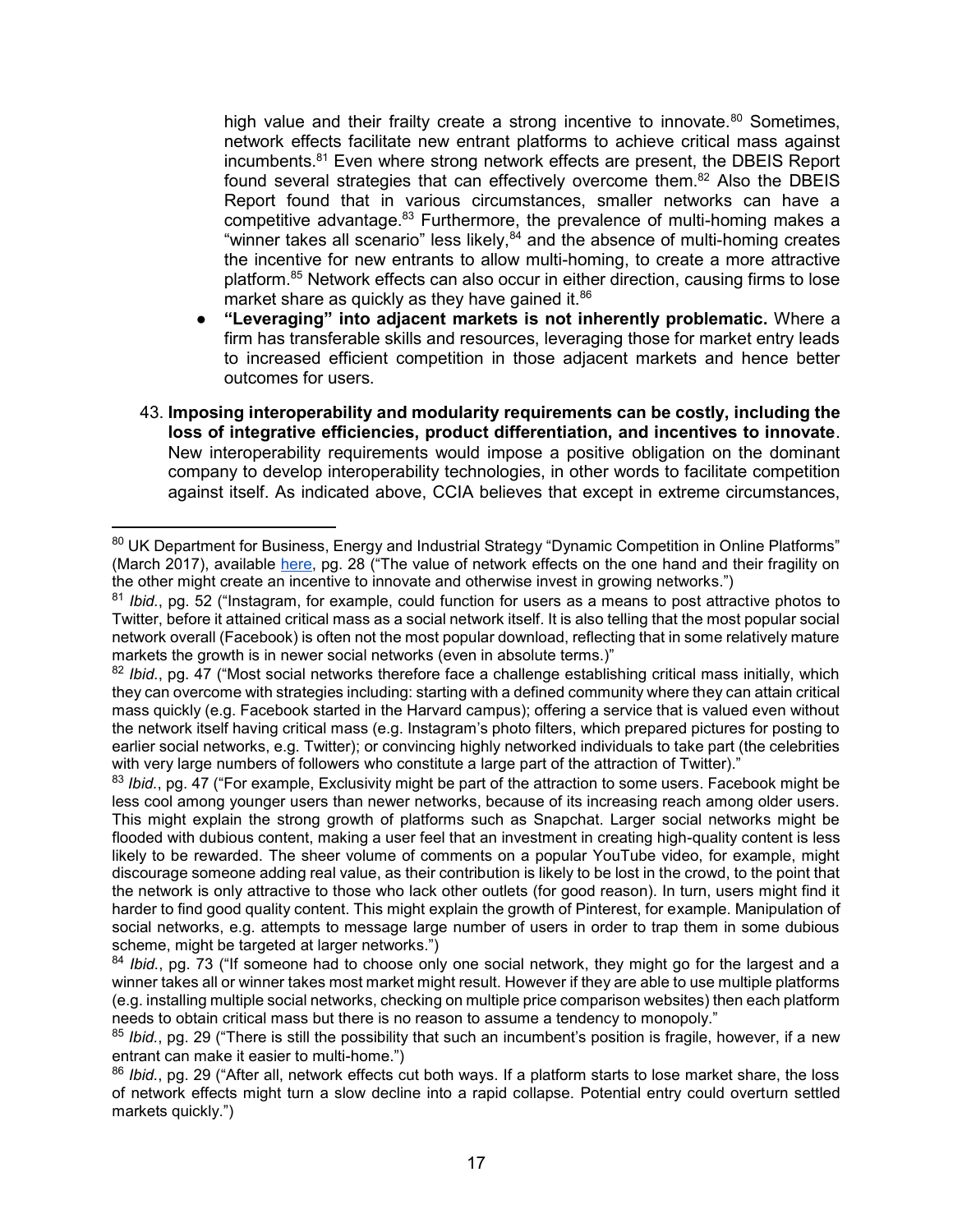high value and their frailty create a strong incentive to innovate.[80] Sometimes, network effects facilitate new entrant platforms to achieve critical mass against incumbents.[81] Even where strong network effects are present, the DBEIS Report found several strategies that can effectively overcome them.[82] Also the DBEIS Report found that in various circumstances, smaller networks can have a competitive advantage.[83] Furthermore, the prevalence of multi-homing makes a "winner takes all scenario" less likely,[84] and the absence of multi-homing creates the incentive for new entrants to allow multi-homing, to create a more attractive platform.[85] Network effects can also occur in either direction, causing firms to lose market share as quickly as they have gained it.[86]

- **"Leveraging" into adjacent markets is not inherently problematic.** Where a firm has transferable skills and resources, leveraging those for market entry leads to increased efficient competition in those adjacent markets and hence better outcomes for users.

43. **Imposing interoperability and modularity requirements can be costly, including the loss of integrative efficiencies, product differentiation, and incentives to innovate**. New interoperability requirements would impose a positive obligation on the dominant company to develop interoperability technologies, in other words to facilitate competition against itself. As indicated above, CCIA believes that except in extreme circumstances,

---

[80] UK Department for Business, Energy and Industrial Strategy "Dynamic Competition in Online Platforms" (March 2017), available here, pg. 28 ("The value of network effects on the one hand and their fragility on the other might create an incentive to innovate and otherwise invest in growing networks.")

[81] *Ibid.*, pg. 52 ("Instagram, for example, could function for users as a means to post attractive photos to Twitter, before it attained critical mass as a social network itself. It is also telling that the most popular social network overall (Facebook) is often not the most popular download, reflecting that in some relatively mature markets the growth is in newer social networks (even in absolute terms.)"

[82] *Ibid.*, pg. 47 ("Most social networks therefore face a challenge establishing critical mass initially, which they can overcome with strategies including: starting with a defined community where they can attain critical mass quickly (e.g. Facebook started in the Harvard campus); offering a service that is valued even without the network itself having critical mass (e.g. Instagram's photo filters, which prepared pictures for posting to earlier social networks, e.g. Twitter); or convincing highly networked individuals to take part (the celebrities with very large numbers of followers who constitute a large part of the attraction of Twitter)."

[83] *Ibid.*, pg. 47 ("For example, Exclusivity might be part of the attraction to some users. Facebook might be less cool among younger users than newer networks, because of its increasing reach among older users. This might explain the strong growth of platforms such as Snapchat. Larger social networks might be flooded with dubious content, making a user feel that an investment in creating high-quality content is less likely to be rewarded. The sheer volume of comments on a popular YouTube video, for example, might discourage someone adding real value, as their contribution is likely to be lost in the crowd, to the point that the network is only attractive to those who lack other outlets (for good reason). In turn, users might find it harder to find good quality content. This might explain the growth of Pinterest, for example. Manipulation of social networks, e.g. attempts to message large number of users in order to trap them in some dubious scheme, might be targeted at larger networks.")

[84] *Ibid.*, pg. 73 ("If someone had to choose only one social network, they might go for the largest and a winner takes all or winner takes most market might result. However if they are able to use multiple platforms (e.g. installing multiple social networks, checking on multiple price comparison websites) then each platform needs to obtain critical mass but there is no reason to assume a tendency to monopoly."

[85] *Ibid.*, pg. 29 ("There is still the possibility that such an incumbent's position is fragile, however, if a new entrant can make it easier to multi-home.")

[86] *Ibid.*, pg. 29 ("After all, network effects cut both ways. If a platform starts to lose market share, the loss of network effects might turn a slow decline into a rapid collapse. Potential entry could overturn settled markets quickly.")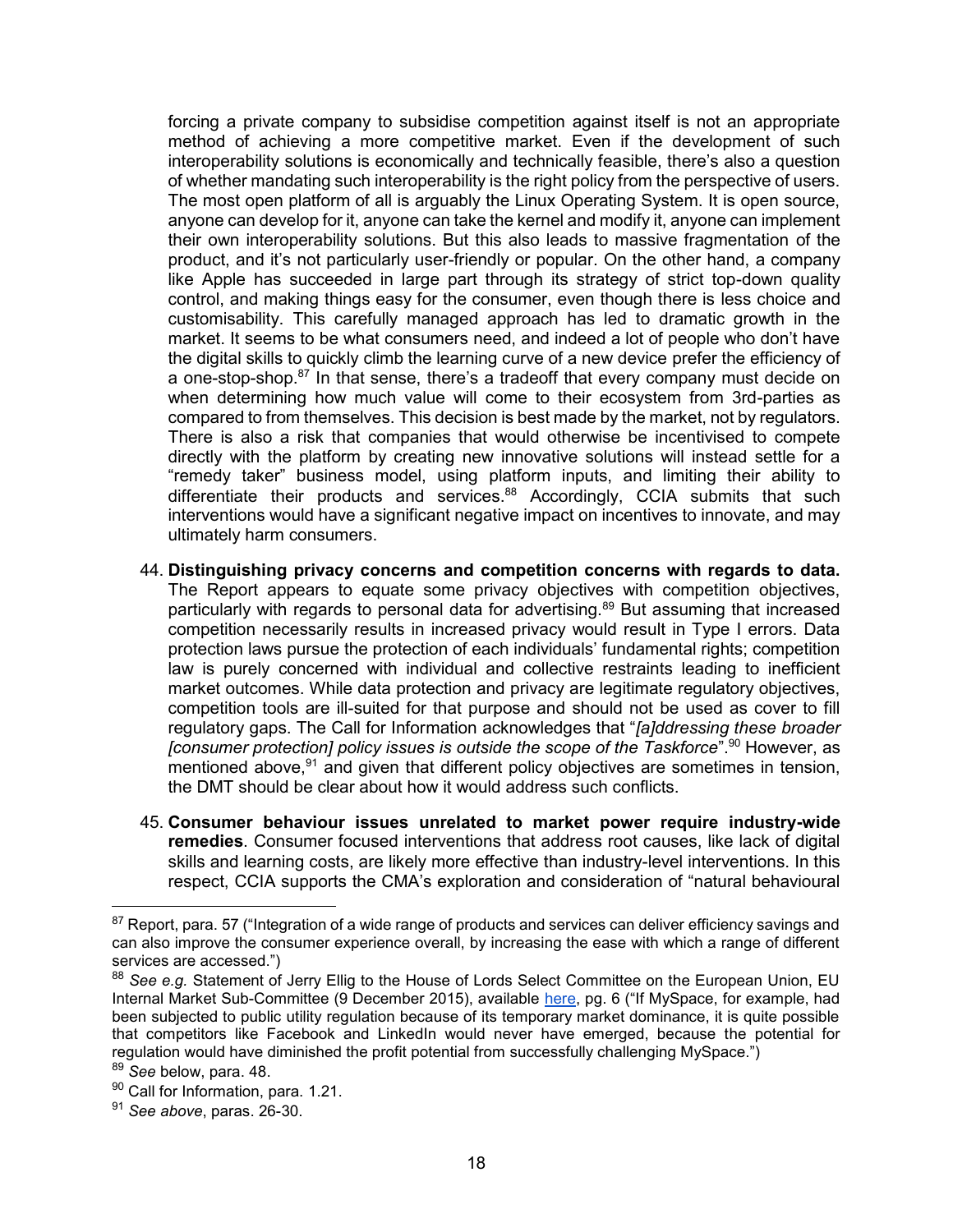forcing a private company to subsidise competition against itself is not an appropriate method of achieving a more competitive market. Even if the development of such interoperability solutions is economically and technically feasible, there's also a question of whether mandating such interoperability is the right policy from the perspective of users. The most open platform of all is arguably the Linux Operating System. It is open source, anyone can develop for it, anyone can take the kernel and modify it, anyone can implement their own interoperability solutions. But this also leads to massive fragmentation of the product, and it's not particularly user-friendly or popular. On the other hand, a company like Apple has succeeded in large part through its strategy of strict top-down quality control, and making things easy for the consumer, even though there is less choice and customisability. This carefully managed approach has led to dramatic growth in the market. It seems to be what consumers need, and indeed a lot of people who don't have the digital skills to quickly climb the learning curve of a new device prefer the efficiency of a one-stop-shop.[87] In that sense, there's a tradeoff that every company must decide on when determining how much value will come to their ecosystem from 3rd-parties as compared to from themselves. This decision is best made by the market, not by regulators. There is also a risk that companies that would otherwise be incentivised to compete directly with the platform by creating new innovative solutions will instead settle for a "remedy taker" business model, using platform inputs, and limiting their ability to differentiate their products and services.[88] Accordingly, CCIA submits that such interventions would have a significant negative impact on incentives to innovate, and may ultimately harm consumers.

44. **Distinguishing privacy concerns and competition concerns with regards to data.** The Report appears to equate some privacy objectives with competition objectives, particularly with regards to personal data for advertising.[89] But assuming that increased competition necessarily results in increased privacy would result in Type I errors. Data protection laws pursue the protection of each individuals' fundamental rights; competition law is purely concerned with individual and collective restraints leading to inefficient market outcomes. While data protection and privacy are legitimate regulatory objectives, competition tools are ill-suited for that purpose and should not be used as cover to fill regulatory gaps. The Call for Information acknowledges that "*[a]ddressing these broader [consumer protection] policy issues is outside the scope of the Taskforce*".[90] However, as mentioned above,[91] and given that different policy objectives are sometimes in tension, the DMT should be clear about how it would address such conflicts.

45. **Consumer behaviour issues unrelated to market power require industry-wide remedies**. Consumer focused interventions that address root causes, like lack of digital skills and learning costs, are likely more effective than industry-level interventions. In this respect, CCIA supports the CMA's exploration and consideration of "natural behavioural

---

[87] Report, para. 57 ("Integration of a wide range of products and services can deliver efficiency savings and can also improve the consumer experience overall, by increasing the ease with which a range of different services are accessed.")

[88] *See e.g.* Statement of Jerry Ellig to the House of Lords Select Committee on the European Union, EU Internal Market Sub-Committee (9 December 2015), available here, pg. 6 ("If MySpace, for example, had been subjected to public utility regulation because of its temporary market dominance, it is quite possible that competitors like Facebook and LinkedIn would never have emerged, because the potential for regulation would have diminished the profit potential from successfully challenging MySpace.")

[89] *See* below, para. 48.

[90] Call for Information, para. 1.21.

[91] *See above*, paras. 26-30.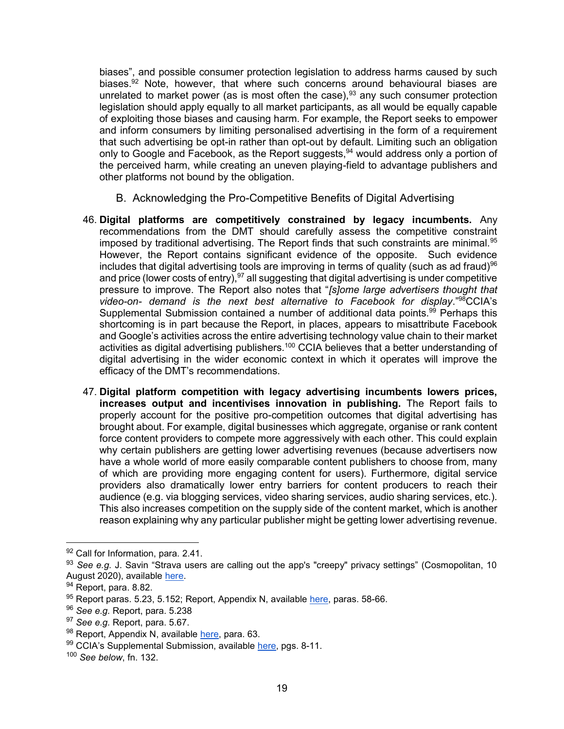biases", and possible consumer protection legislation to address harms caused by such biases.[92] Note, however, that where such concerns around behavioural biases are unrelated to market power (as is most often the case),[93] any such consumer protection legislation should apply equally to all market participants, as all would be equally capable of exploiting those biases and causing harm. For example, the Report seeks to empower and inform consumers by limiting personalised advertising in the form of a requirement that such advertising be opt-in rather than opt-out by default. Limiting such an obligation only to Google and Facebook, as the Report suggests,[94] would address only a portion of the perceived harm, while creating an uneven playing-field to advantage publishers and other platforms not bound by the obligation.

## B. Acknowledging the Pro-Competitive Benefits of Digital Advertising

46. **Digital platforms are competitively constrained by legacy incumbents.** Any recommendations from the DMT should carefully assess the competitive constraint imposed by traditional advertising. The Report finds that such constraints are minimal.[95] However, the Report contains significant evidence of the opposite. Such evidence includes that digital advertising tools are improving in terms of quality (such as ad fraud)[96] and price (lower costs of entry),[97] all suggesting that digital advertising is under competitive pressure to improve. The Report also notes that "*[s]ome large advertisers thought that video-on- demand is the next best alternative to Facebook for display*."[98]CCIA's Supplemental Submission contained a number of additional data points.[99] Perhaps this shortcoming is in part because the Report, in places, appears to misattribute Facebook and Google's activities across the entire advertising technology value chain to their market activities as digital advertising publishers.[100] CCIA believes that a better understanding of digital advertising in the wider economic context in which it operates will improve the efficacy of the DMT's recommendations.

47. **Digital platform competition with legacy advertising incumbents lowers prices, increases output and incentivises innovation in publishing.** The Report fails to properly account for the positive pro-competition outcomes that digital advertising has brought about. For example, digital businesses which aggregate, organise or rank content force content providers to compete more aggressively with each other. This could explain why certain publishers are getting lower advertising revenues (because advertisers now have a whole world of more easily comparable content publishers to choose from, many of which are providing more engaging content for users). Furthermore, digital service providers also dramatically lower entry barriers for content producers to reach their audience (e.g. via blogging services, video sharing services, audio sharing services, etc.). This also increases competition on the supply side of the content market, which is another reason explaining why any particular publisher might be getting lower advertising revenue.

---

[92] Call for Information, para. 2.41.

[93] *See e.g.* J. Savin "Strava users are calling out the app's "creepy" privacy settings" (Cosmopolitan, 10 August 2020), available here.

[94] Report, para. 8.82.

[95] Report paras. 5.23, 5.152; Report, Appendix N, available here, paras. 58-66.

[96] *See e.g.* Report, para. 5.238

[97] *See e.g.* Report, para. 5.67.

[98] Report, Appendix N, available here, para. 63.

[99] CCIA's Supplemental Submission, available here, pgs. 8-11.

[100] *See below*, fn. 132.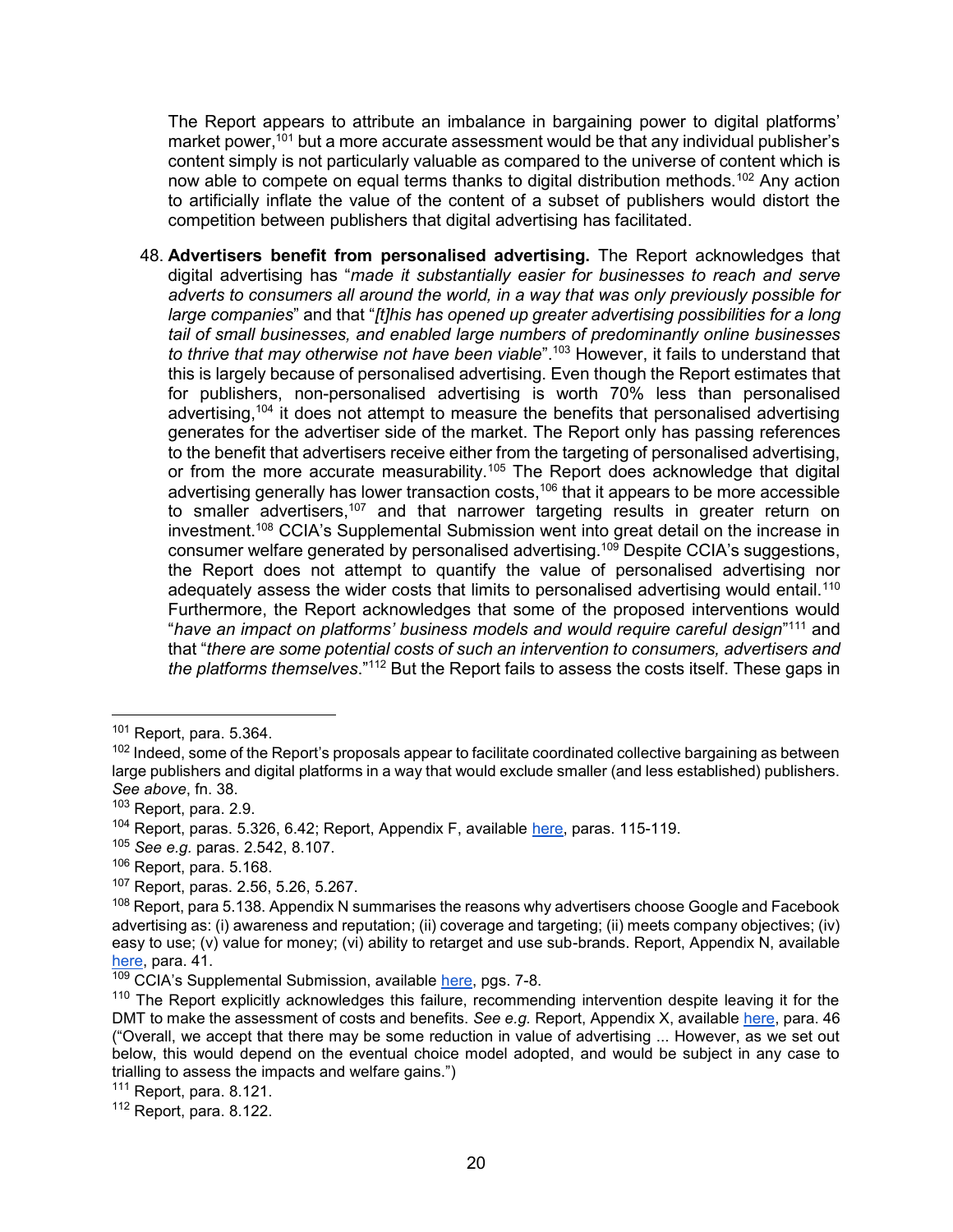The Report appears to attribute an imbalance in bargaining power to digital platforms' market power,[101] but a more accurate assessment would be that any individual publisher's content simply is not particularly valuable as compared to the universe of content which is now able to compete on equal terms thanks to digital distribution methods.[102] Any action to artificially inflate the value of the content of a subset of publishers would distort the competition between publishers that digital advertising has facilitated.

48. **Advertisers benefit from personalised advertising.** The Report acknowledges that digital advertising has "*made it substantially easier for businesses to reach and serve adverts to consumers all around the world, in a way that was only previously possible for large companies*" and that "*[t]his has opened up greater advertising possibilities for a long tail of small businesses, and enabled large numbers of predominantly online businesses to thrive that may otherwise not have been viable*".[103] However, it fails to understand that this is largely because of personalised advertising. Even though the Report estimates that for publishers, non-personalised advertising is worth 70% less than personalised advertising,[104] it does not attempt to measure the benefits that personalised advertising generates for the advertiser side of the market. The Report only has passing references to the benefit that advertisers receive either from the targeting of personalised advertising, or from the more accurate measurability.[105] The Report does acknowledge that digital advertising generally has lower transaction costs,[106] that it appears to be more accessible to smaller advertisers,[107] and that narrower targeting results in greater return on investment.[108] CCIA's Supplemental Submission went into great detail on the increase in consumer welfare generated by personalised advertising.[109] Despite CCIA's suggestions, the Report does not attempt to quantify the value of personalised advertising nor adequately assess the wider costs that limits to personalised advertising would entail.[110] Furthermore, the Report acknowledges that some of the proposed interventions would "*have an impact on platforms' business models and would require careful design*"[111] and that "*there are some potential costs of such an intervention to consumers, advertisers and the platforms themselves*."[112] But the Report fails to assess the costs itself. These gaps in

---

[101] Report, para. 5.364.

[102] Indeed, some of the Report's proposals appear to facilitate coordinated collective bargaining as between large publishers and digital platforms in a way that would exclude smaller (and less established) publishers. *See above*, fn. 38.

[103] Report, para. 2.9.

[104] Report, paras. 5.326, 6.42; Report, Appendix F, available here, paras. 115-119.

[105] *See e.g.* paras. 2.542, 8.107.

[106] Report, para. 5.168.

[107] Report, paras. 2.56, 5.26, 5.267.

[108] Report, para 5.138. Appendix N summarises the reasons why advertisers choose Google and Facebook advertising as: (i) awareness and reputation; (ii) coverage and targeting; (ii) meets company objectives; (iv) easy to use; (v) value for money; (vi) ability to retarget and use sub-brands. Report, Appendix N, available here, para. 41.

[109] CCIA's Supplemental Submission, available here, pgs. 7-8.

[110] The Report explicitly acknowledges this failure, recommending intervention despite leaving it for the DMT to make the assessment of costs and benefits. *See e.g.* Report, Appendix X, available here, para. 46 ("Overall, we accept that there may be some reduction in value of advertising ... However, as we set out below, this would depend on the eventual choice model adopted, and would be subject in any case to trialling to assess the impacts and welfare gains.")

[111] Report, para. 8.121.

[112] Report, para. 8.122.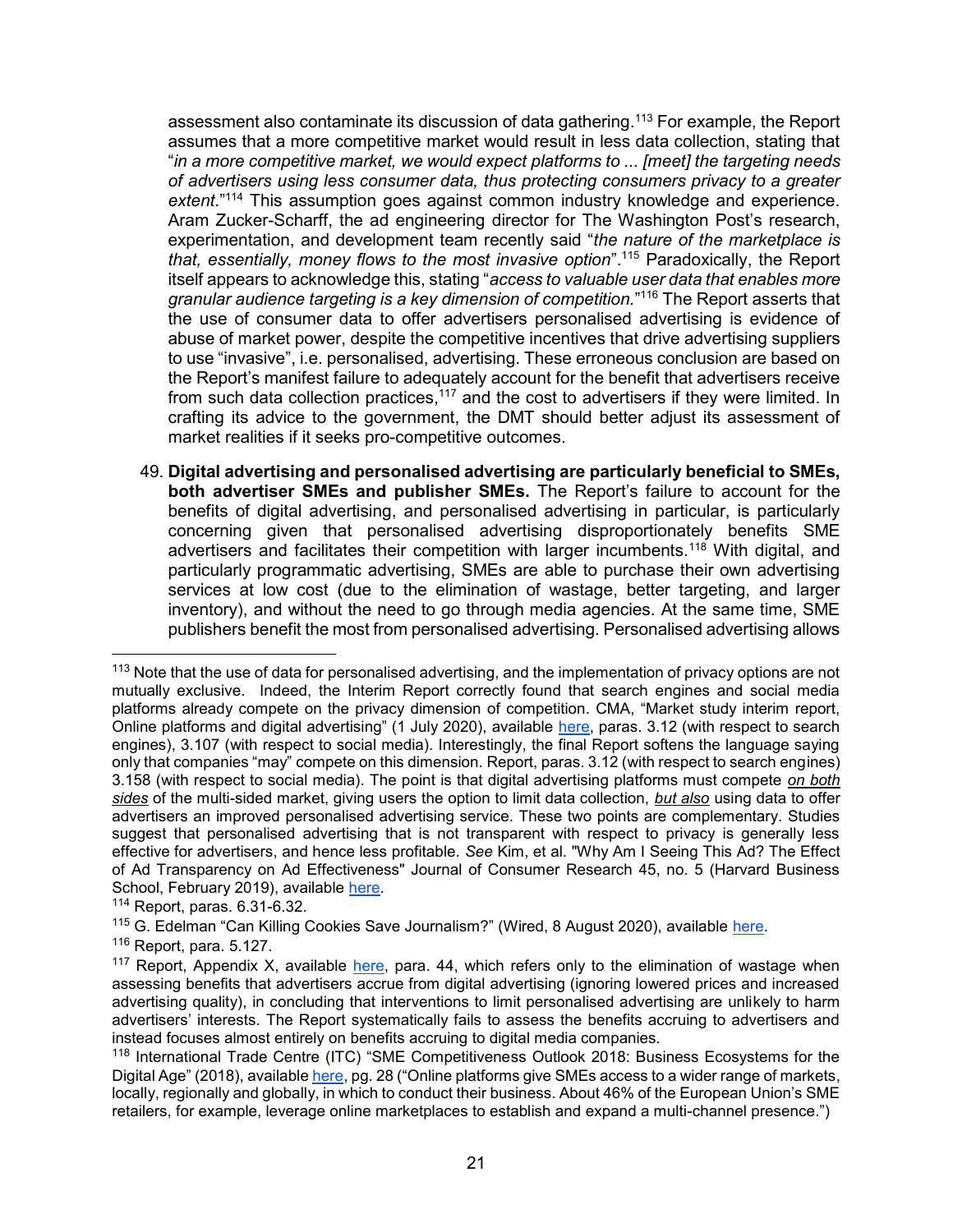assessment also contaminate its discussion of data gathering.[113] For example, the Report assumes that a more competitive market would result in less data collection, stating that "*in a more competitive market, we would expect platforms to ... [meet] the targeting needs of advertisers using less consumer data, thus protecting consumers privacy to a greater extent.*"[114] This assumption goes against common industry knowledge and experience. Aram Zucker-Scharff, the ad engineering director for The Washington Post's research, experimentation, and development team recently said "*the nature of the marketplace is that, essentially, money flows to the most invasive option*".[115] Paradoxically, the Report itself appears to acknowledge this, stating "*access to valuable user data that enables more granular audience targeting is a key dimension of competition.*"[116] The Report asserts that the use of consumer data to offer advertisers personalised advertising is evidence of abuse of market power, despite the competitive incentives that drive advertising suppliers to use "invasive", i.e. personalised, advertising. These erroneous conclusion are based on the Report's manifest failure to adequately account for the benefit that advertisers receive from such data collection practices,[117] and the cost to advertisers if they were limited. In crafting its advice to the government, the DMT should better adjust its assessment of market realities if it seeks pro-competitive outcomes.

49. **Digital advertising and personalised advertising are particularly beneficial to SMEs, both advertiser SMEs and publisher SMEs.** The Report's failure to account for the benefits of digital advertising, and personalised advertising in particular, is particularly concerning given that personalised advertising disproportionately benefits SME advertisers and facilitates their competition with larger incumbents.[118] With digital, and particularly programmatic advertising, SMEs are able to purchase their own advertising services at low cost (due to the elimination of wastage, better targeting, and larger inventory), and without the need to go through media agencies. At the same time, SME publishers benefit the most from personalised advertising. Personalised advertising allows

---

[113] Note that the use of data for personalised advertising, and the implementation of privacy options are not mutually exclusive. Indeed, the Interim Report correctly found that search engines and social media platforms already compete on the privacy dimension of competition. CMA, "Market study interim report, Online platforms and digital advertising" (1 July 2020), available here, paras. 3.12 (with respect to search engines), 3.107 (with respect to social media). Interestingly, the final Report softens the language saying only that companies "may" compete on this dimension. Report, paras. 3.12 (with respect to search engines) 3.158 (with respect to social media). The point is that digital advertising platforms must compete ***on both sides*** of the multi-sided market, giving users the option to limit data collection, ***but also*** using data to offer advertisers an improved personalised advertising service. These two points are complementary. Studies suggest that personalised advertising that is not transparent with respect to privacy is generally less effective for advertisers, and hence less profitable. *See* Kim, et al. "Why Am I Seeing This Ad? The Effect of Ad Transparency on Ad Effectiveness" Journal of Consumer Research 45, no. 5 (Harvard Business School, February 2019), available here.

[114] Report, paras. 6.31-6.32.

[115] G. Edelman "Can Killing Cookies Save Journalism?" (Wired, 8 August 2020), available here.

[116] Report, para. 5.127.

[117] Report, Appendix X, available here, para. 44, which refers only to the elimination of wastage when assessing benefits that advertisers accrue from digital advertising (ignoring lowered prices and increased advertising quality), in concluding that interventions to limit personalised advertising are unlikely to harm advertisers' interests. The Report systematically fails to assess the benefits accruing to advertisers and instead focuses almost entirely on benefits accruing to digital media companies.

[118] International Trade Centre (ITC) "SME Competitiveness Outlook 2018: Business Ecosystems for the Digital Age" (2018), available here, pg. 28 ("Online platforms give SMEs access to a wider range of markets, locally, regionally and globally, in which to conduct their business. About 46% of the European Union's SME retailers, for example, leverage online marketplaces to establish and expand a multi-channel presence.")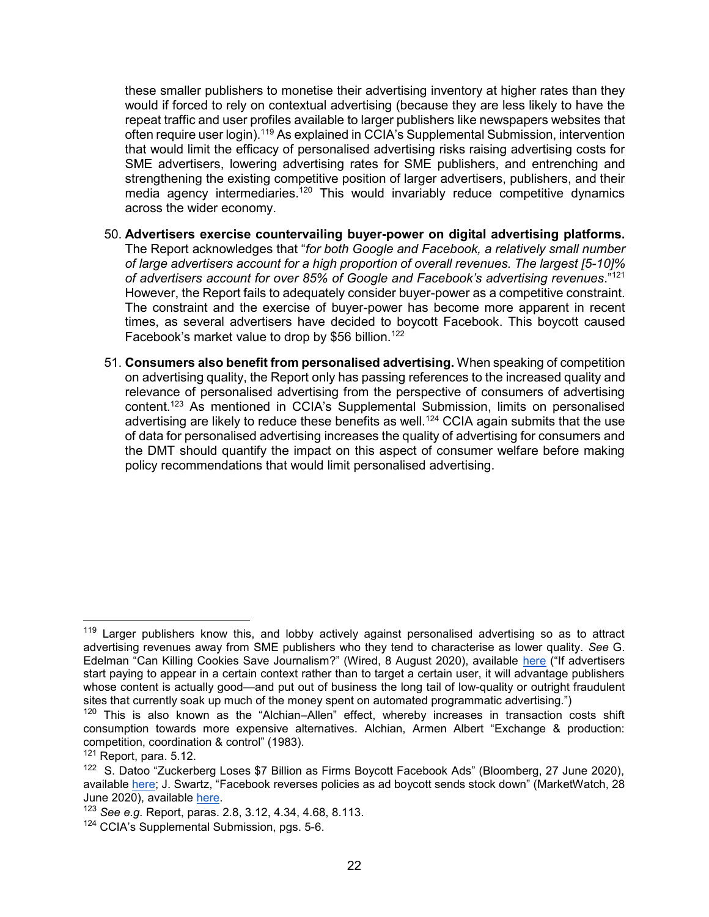these smaller publishers to monetise their advertising inventory at higher rates than they would if forced to rely on contextual advertising (because they are less likely to have the repeat traffic and user profiles available to larger publishers like newspapers websites that often require user login).[119] As explained in CCIA's Supplemental Submission, intervention that would limit the efficacy of personalised advertising risks raising advertising costs for SME advertisers, lowering advertising rates for SME publishers, and entrenching and strengthening the existing competitive position of larger advertisers, publishers, and their media agency intermediaries.[120] This would invariably reduce competitive dynamics across the wider economy.

50. **Advertisers exercise countervailing buyer-power on digital advertising platforms.** The Report acknowledges that "*for both Google and Facebook, a relatively small number of large advertisers account for a high proportion of overall revenues. The largest [5-10]% of advertisers account for over 85% of Google and Facebook's advertising revenues*."[121] However, the Report fails to adequately consider buyer-power as a competitive constraint. The constraint and the exercise of buyer-power has become more apparent in recent times, as several advertisers have decided to boycott Facebook. This boycott caused Facebook's market value to drop by $56 billion.[122]

51. **Consumers also benefit from personalised advertising.** When speaking of competition on advertising quality, the Report only has passing references to the increased quality and relevance of personalised advertising from the perspective of consumers of advertising content.[123] As mentioned in CCIA's Supplemental Submission, limits on personalised advertising are likely to reduce these benefits as well.[124] CCIA again submits that the use of data for personalised advertising increases the quality of advertising for consumers and the DMT should quantify the impact on this aspect of consumer welfare before making policy recommendations that would limit personalised advertising.

---

[119] Larger publishers know this, and lobby actively against personalised advertising so as to attract advertising revenues away from SME publishers who they tend to characterise as lower quality. *See* G. Edelman "Can Killing Cookies Save Journalism?" (Wired, 8 August 2020), available here ("If advertisers start paying to appear in a certain context rather than to target a certain user, it will advantage publishers whose content is actually good—and put out of business the long tail of low-quality or outright fraudulent sites that currently soak up much of the money spent on automated programmatic advertising.")

[120] This is also known as the "Alchian–Allen" effect, whereby increases in transaction costs shift consumption towards more expensive alternatives. Alchian, Armen Albert "Exchange & production: competition, coordination & control" (1983).

[121] Report, para. 5.12.

[122] S. Datoo "Zuckerberg Loses $7 Billion as Firms Boycott Facebook Ads" (Bloomberg, 27 June 2020), available here; J. Swartz, "Facebook reverses policies as ad boycott sends stock down" (MarketWatch, 28 June 2020), available here.

[123] *See e.g.* Report, paras. 2.8, 3.12, 4.34, 4.68, 8.113.

[124] CCIA's Supplemental Submission, pgs. 5-6.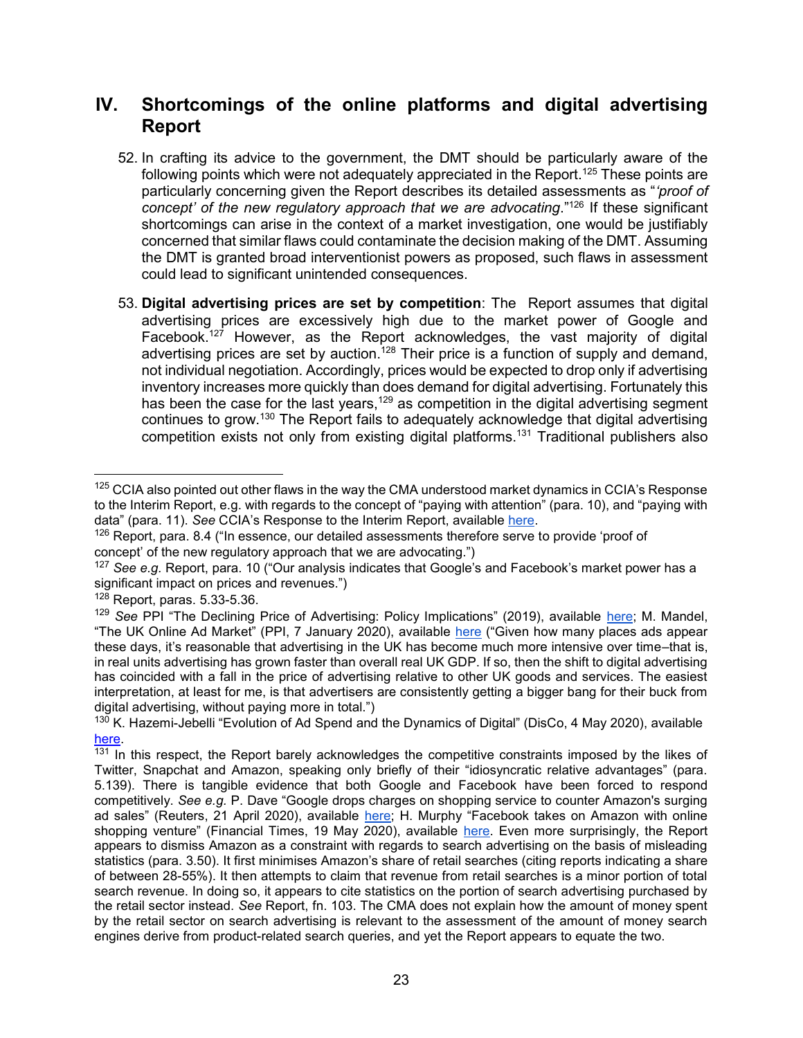## IV. Shortcomings of the online platforms and digital advertising Report

52. In crafting its advice to the government, the DMT should be particularly aware of the following points which were not adequately appreciated in the Report.[125] These points are particularly concerning given the Report describes its detailed assessments as "*'proof of concept' of the new regulatory approach that we are advocating*."[126] If these significant shortcomings can arise in the context of a market investigation, one would be justifiably concerned that similar flaws could contaminate the decision making of the DMT. Assuming the DMT is granted broad interventionist powers as proposed, such flaws in assessment could lead to significant unintended consequences.

53. **Digital advertising prices are set by competition**: The Report assumes that digital advertising prices are excessively high due to the market power of Google and Facebook.[127] However, as the Report acknowledges, the vast majority of digital advertising prices are set by auction.[128] Their price is a function of supply and demand, not individual negotiation. Accordingly, prices would be expected to drop only if advertising inventory increases more quickly than does demand for digital advertising. Fortunately this has been the case for the last years,[129] as competition in the digital advertising segment continues to grow.[130] The Report fails to adequately acknowledge that digital advertising competition exists not only from existing digital platforms.[131] Traditional publishers also

---

[125] CCIA also pointed out other flaws in the way the CMA understood market dynamics in CCIA's Response to the Interim Report, e.g. with regards to the concept of "paying with attention" (para. 10), and "paying with data" (para. 11). *See* CCIA's Response to the Interim Report, available here.

[126] Report, para. 8.4 ("In essence, our detailed assessments therefore serve to provide 'proof of concept' of the new regulatory approach that we are advocating.")

[127] *See e.g.* Report, para. 10 ("Our analysis indicates that Google's and Facebook's market power has a significant impact on prices and revenues.")

[128] Report, paras. 5.33-5.36.

[129] *See* PPI "The Declining Price of Advertising: Policy Implications" (2019), available here; M. Mandel, "The UK Online Ad Market" (PPI, 7 January 2020), available here ("Given how many places ads appear these days, it's reasonable that advertising in the UK has become much more intensive over time–that is, in real units advertising has grown faster than overall real UK GDP. If so, then the shift to digital advertising has coincided with a fall in the price of advertising relative to other UK goods and services. The easiest interpretation, at least for me, is that advertisers are consistently getting a bigger bang for their buck from digital advertising, without paying more in total.")

[130] K. Hazemi-Jebelli "Evolution of Ad Spend and the Dynamics of Digital" (DisCo, 4 May 2020), available here.

[131] In this respect, the Report barely acknowledges the competitive constraints imposed by the likes of Twitter, Snapchat and Amazon, speaking only briefly of their "idiosyncratic relative advantages" (para. 5.139). There is tangible evidence that both Google and Facebook have been forced to respond competitively. *See e.g.* P. Dave "Google drops charges on shopping service to counter Amazon's surging ad sales" (Reuters, 21 April 2020), available here; H. Murphy "Facebook takes on Amazon with online shopping venture" (Financial Times, 19 May 2020), available here. Even more surprisingly, the Report appears to dismiss Amazon as a constraint with regards to search advertising on the basis of misleading statistics (para. 3.50). It first minimises Amazon's share of retail searches (citing reports indicating a share of between 28-55%). It then attempts to claim that revenue from retail searches is a minor portion of total search revenue. In doing so, it appears to cite statistics on the portion of search advertising purchased by the retail sector instead. *See* Report, fn. 103. The CMA does not explain how the amount of money spent by the retail sector on search advertising is relevant to the assessment of the amount of money search engines derive from product-related search queries, and yet the Report appears to equate the two.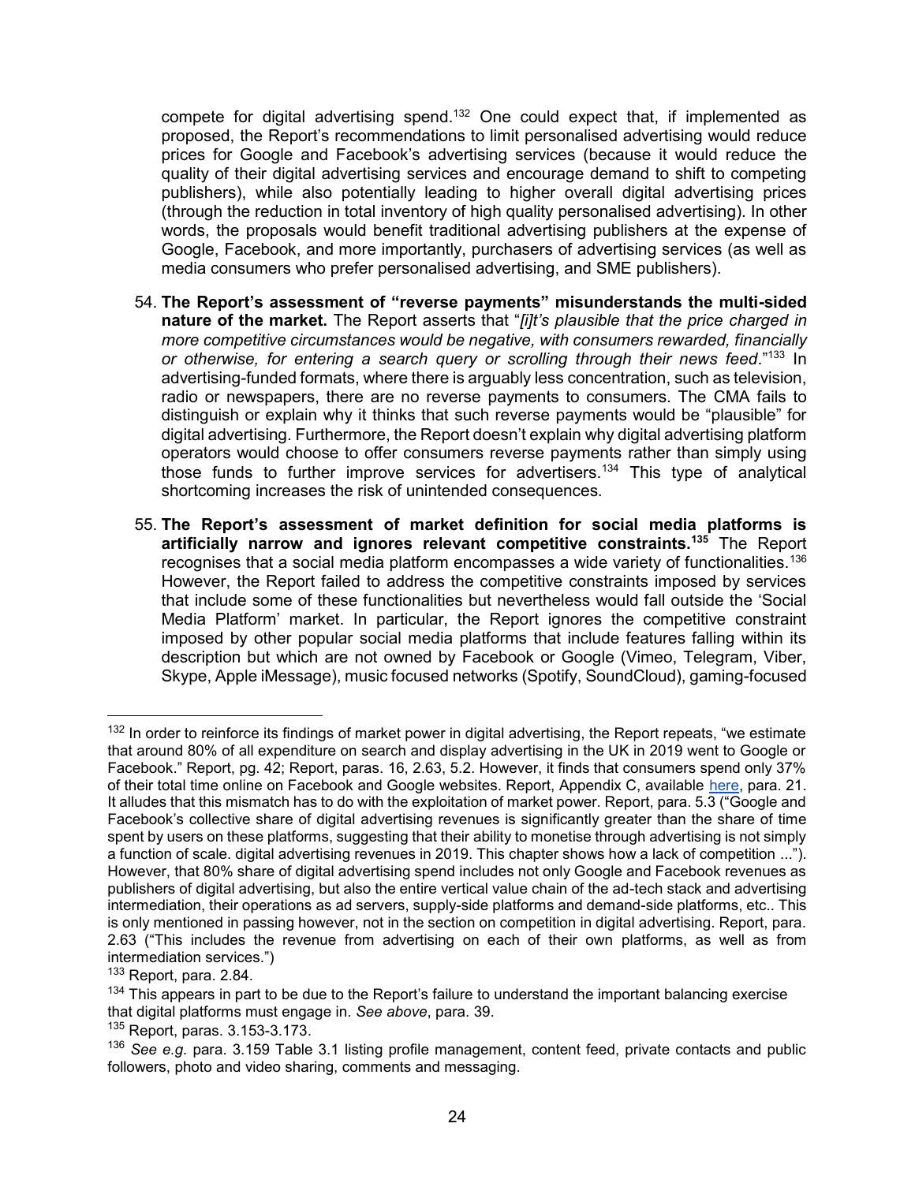compete for digital advertising spend.[132] One could expect that, if implemented as proposed, the Report's recommendations to limit personalised advertising would reduce prices for Google and Facebook's advertising services (because it would reduce the quality of their digital advertising services and encourage demand to shift to competing publishers), while also potentially leading to higher overall digital advertising prices (through the reduction in total inventory of high quality personalised advertising). In other words, the proposals would benefit traditional advertising publishers at the expense of Google, Facebook, and more importantly, purchasers of advertising services (as well as media consumers who prefer personalised advertising, and SME publishers).

54. **The Report's assessment of "reverse payments" misunderstands the multi-sided nature of the market.** The Report asserts that "*[i]t's plausible that the price charged in more competitive circumstances would be negative, with consumers rewarded, financially or otherwise, for entering a search query or scrolling through their news feed*."[133] In advertising-funded formats, where there is arguably less concentration, such as television, radio or newspapers, there are no reverse payments to consumers. The CMA fails to distinguish or explain why it thinks that such reverse payments would be "plausible" for digital advertising. Furthermore, the Report doesn't explain why digital advertising platform operators would choose to offer consumers reverse payments rather than simply using those funds to further improve services for advertisers.[134] This type of analytical shortcoming increases the risk of unintended consequences.

55. **The Report's assessment of market definition for social media platforms is artificially narrow and ignores relevant competitive constraints.[135]** The Report recognises that a social media platform encompasses a wide variety of functionalities.[136] However, the Report failed to address the competitive constraints imposed by services that include some of these functionalities but nevertheless would fall outside the 'Social Media Platform' market. In particular, the Report ignores the competitive constraint imposed by other popular social media platforms that include features falling within its description but which are not owned by Facebook or Google (Vimeo, Telegram, Viber, Skype, Apple iMessage), music focused networks (Spotify, SoundCloud), gaming-focused

---

[132] In order to reinforce its findings of market power in digital advertising, the Report repeats, "we estimate that around 80% of all expenditure on search and display advertising in the UK in 2019 went to Google or Facebook." Report, pg. 42; Report, paras. 16, 2.63, 5.2. However, it finds that consumers spend only 37% of their total time online on Facebook and Google websites. Report, Appendix C, available here, para. 21. It alludes that this mismatch has to do with the exploitation of market power. Report, para. 5.3 ("Google and Facebook's collective share of digital advertising revenues is significantly greater than the share of time spent by users on these platforms, suggesting that their ability to monetise through advertising is not simply a function of scale. digital advertising revenues in 2019. This chapter shows how a lack of competition ..."). However, that 80% share of digital advertising spend includes not only Google and Facebook revenues as publishers of digital advertising, but also the entire vertical value chain of the ad-tech stack and advertising intermediation, their operations as ad servers, supply-side platforms and demand-side platforms, etc.. This is only mentioned in passing however, not in the section on competition in digital advertising. Report, para. 2.63 ("This includes the revenue from advertising on each of their own platforms, as well as from intermediation services.")

[133] Report, para. 2.84.

[134] This appears in part to be due to the Report's failure to understand the important balancing exercise that digital platforms must engage in. *See above*, para. 39.

[135] Report, paras. 3.153-3.173.

[136] *See e.g.* para. 3.159 Table 3.1 listing profile management, content feed, private contacts and public followers, photo and video sharing, comments and messaging.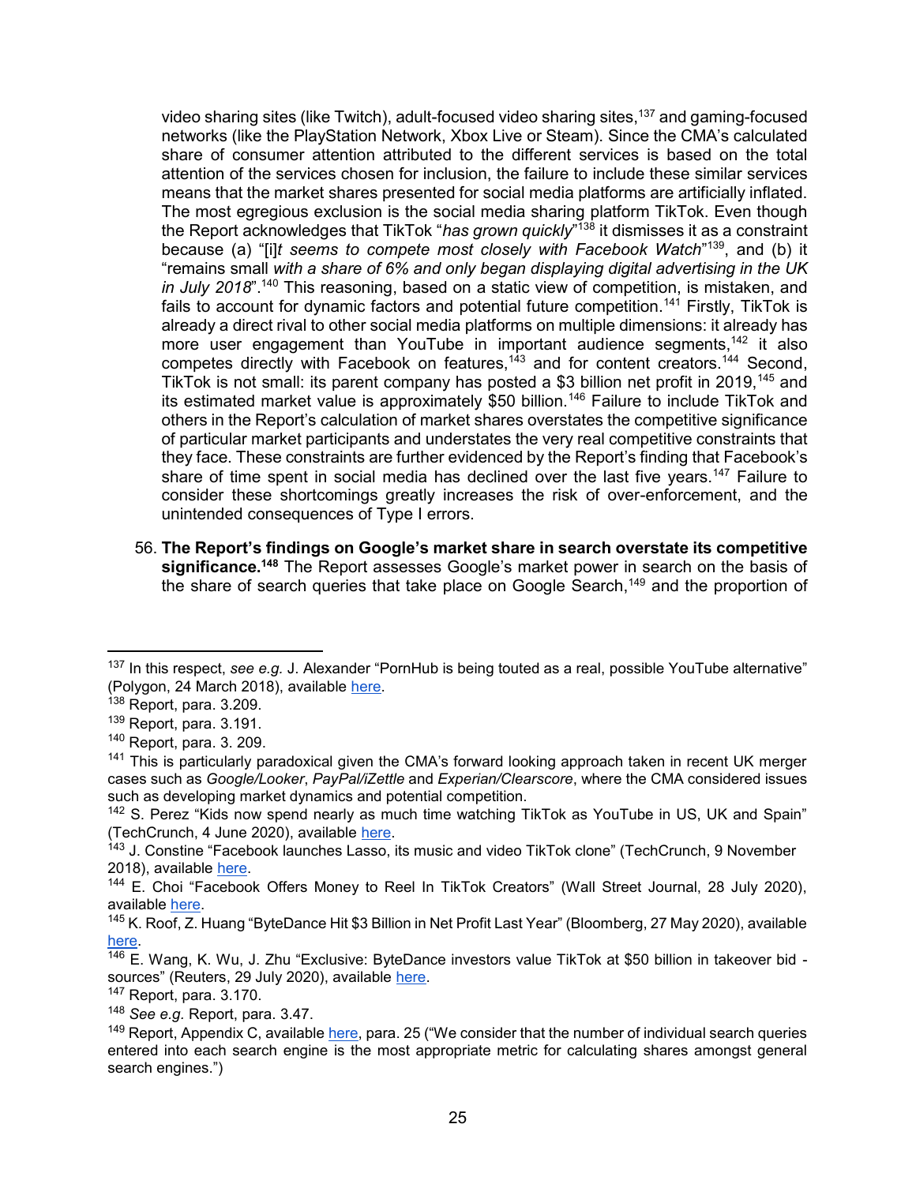video sharing sites (like Twitch), adult-focused video sharing sites,[137] and gaming-focused networks (like the PlayStation Network, Xbox Live or Steam). Since the CMA's calculated share of consumer attention attributed to the different services is based on the total attention of the services chosen for inclusion, the failure to include these similar services means that the market shares presented for social media platforms are artificially inflated. The most egregious exclusion is the social media sharing platform TikTok. Even though the Report acknowledges that TikTok "*has grown quickly*"[138] it dismisses it as a constraint because (a) "[i]*t seems to compete most closely with Facebook Watch*"[139], and (b) it "remains small *with a share of 6% and only began displaying digital advertising in the UK in July 2018*".[140] This reasoning, based on a static view of competition, is mistaken, and fails to account for dynamic factors and potential future competition.[141] Firstly, TikTok is already a direct rival to other social media platforms on multiple dimensions: it already has more user engagement than YouTube in important audience segments,[142] it also competes directly with Facebook on features,[143] and for content creators.[144] Second, TikTok is not small: its parent company has posted a $3 billion net profit in 2019,[145] and its estimated market value is approximately $50 billion.[146] Failure to include TikTok and others in the Report's calculation of market shares overstates the competitive significance of particular market participants and understates the very real competitive constraints that they face. These constraints are further evidenced by the Report's finding that Facebook's share of time spent in social media has declined over the last five years.[147] Failure to consider these shortcomings greatly increases the risk of over-enforcement, and the unintended consequences of Type I errors.

56. **The Report's findings on Google's market share in search overstate its competitive significance.[148]** The Report assesses Google's market power in search on the basis of the share of search queries that take place on Google Search,[149] and the proportion of

---

[137] In this respect, *see e.g.* J. Alexander "PornHub is being touted as a real, possible YouTube alternative" (Polygon, 24 March 2018), available here.

[138] Report, para. 3.209.

[139] Report, para. 3.191.

[140] Report, para. 3. 209.

[141] This is particularly paradoxical given the CMA's forward looking approach taken in recent UK merger cases such as *Google/Looker*, *PayPal/iZettle* and *Experian/Clearscore*, where the CMA considered issues such as developing market dynamics and potential competition.

[142] S. Perez "Kids now spend nearly as much time watching TikTok as YouTube in US, UK and Spain" (TechCrunch, 4 June 2020), available here.

[143] J. Constine "Facebook launches Lasso, its music and video TikTok clone" (TechCrunch, 9 November 2018), available here.

[144] E. Choi "Facebook Offers Money to Reel In TikTok Creators" (Wall Street Journal, 28 July 2020), available here.

[145] K. Roof, Z. Huang "ByteDance Hit $3 Billion in Net Profit Last Year" (Bloomberg, 27 May 2020), available here.

[146] E. Wang, K. Wu, J. Zhu "Exclusive: ByteDance investors value TikTok at $50 billion in takeover bid - sources" (Reuters, 29 July 2020), available here.

[147] Report, para. 3.170.

[148] *See e.g.* Report, para. 3.47.

[149] Report, Appendix C, available here, para. 25 ("We consider that the number of individual search queries entered into each search engine is the most appropriate metric for calculating shares amongst general search engines.")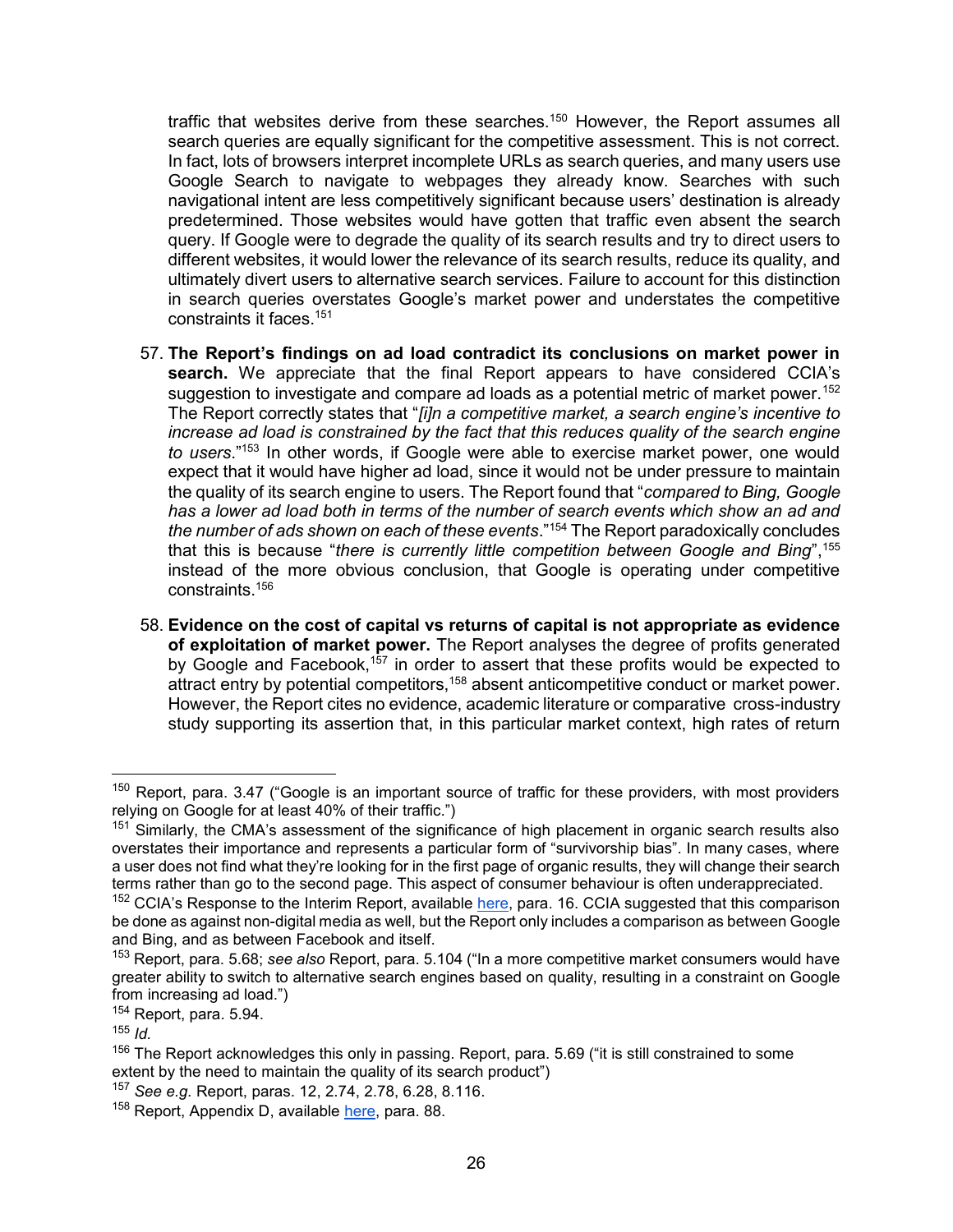traffic that websites derive from these searches.[150] However, the Report assumes all search queries are equally significant for the competitive assessment. This is not correct. In fact, lots of browsers interpret incomplete URLs as search queries, and many users use Google Search to navigate to webpages they already know. Searches with such navigational intent are less competitively significant because users' destination is already predetermined. Those websites would have gotten that traffic even absent the search query. If Google were to degrade the quality of its search results and try to direct users to different websites, it would lower the relevance of its search results, reduce its quality, and ultimately divert users to alternative search services. Failure to account for this distinction in search queries overstates Google's market power and understates the competitive constraints it faces.[151]

57. **The Report's findings on ad load contradict its conclusions on market power in search.** We appreciate that the final Report appears to have considered CCIA's suggestion to investigate and compare ad loads as a potential metric of market power.[152] The Report correctly states that "*[i]n a competitive market, a search engine's incentive to increase ad load is constrained by the fact that this reduces quality of the search engine to users*."[153] In other words, if Google were able to exercise market power, one would expect that it would have higher ad load, since it would not be under pressure to maintain the quality of its search engine to users. The Report found that "*compared to Bing, Google has a lower ad load both in terms of the number of search events which show an ad and the number of ads shown on each of these events*."[154] The Report paradoxically concludes that this is because "*there is currently little competition between Google and Bing*",[155] instead of the more obvious conclusion, that Google is operating under competitive constraints.[156]

58. **Evidence on the cost of capital vs returns of capital is not appropriate as evidence of exploitation of market power.** The Report analyses the degree of profits generated by Google and Facebook,[157] in order to assert that these profits would be expected to attract entry by potential competitors,[158] absent anticompetitive conduct or market power. However, the Report cites no evidence, academic literature or comparative cross-industry study supporting its assertion that, in this particular market context, high rates of return

---

[150] Report, para. 3.47 ("Google is an important source of traffic for these providers, with most providers relying on Google for at least 40% of their traffic.")

[151] Similarly, the CMA's assessment of the significance of high placement in organic search results also overstates their importance and represents a particular form of "survivorship bias". In many cases, where a user does not find what they're looking for in the first page of organic results, they will change their search terms rather than go to the second page. This aspect of consumer behaviour is often underappreciated.

[152] CCIA's Response to the Interim Report, available here, para. 16. CCIA suggested that this comparison be done as against non-digital media as well, but the Report only includes a comparison as between Google and Bing, and as between Facebook and itself.

[153] Report, para. 5.68; *see also* Report, para. 5.104 ("In a more competitive market consumers would have greater ability to switch to alternative search engines based on quality, resulting in a constraint on Google from increasing ad load.")

[154] Report, para. 5.94.

[155] *Id.*

[156] The Report acknowledges this only in passing. Report, para. 5.69 ("it is still constrained to some extent by the need to maintain the quality of its search product")

[157] *See e.g.* Report, paras. 12, 2.74, 2.78, 6.28, 8.116.

[158] Report, Appendix D, available here, para. 88.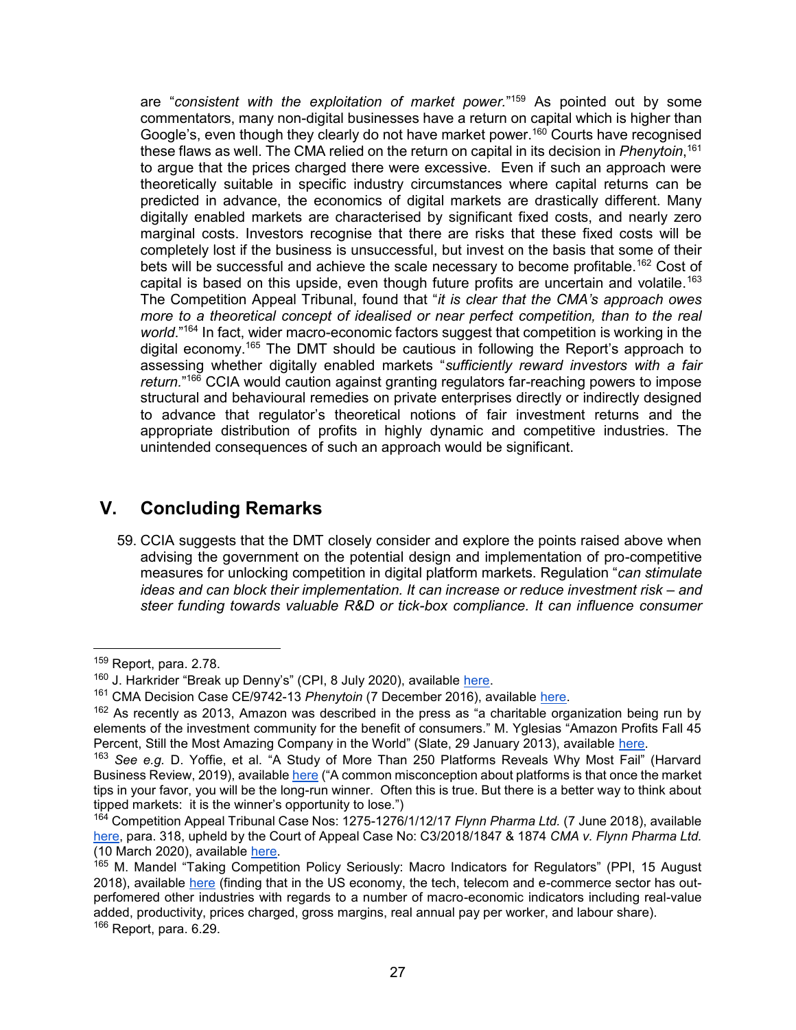are "*consistent with the exploitation of market power.*"[159] As pointed out by some commentators, many non-digital businesses have a return on capital which is higher than Google's, even though they clearly do not have market power.[160] Courts have recognised these flaws as well. The CMA relied on the return on capital in its decision in *Phenytoin*,[161] to argue that the prices charged there were excessive. Even if such an approach were theoretically suitable in specific industry circumstances where capital returns can be predicted in advance, the economics of digital markets are drastically different. Many digitally enabled markets are characterised by significant fixed costs, and nearly zero marginal costs. Investors recognise that there are risks that these fixed costs will be completely lost if the business is unsuccessful, but invest on the basis that some of their bets will be successful and achieve the scale necessary to become profitable.[162] Cost of capital is based on this upside, even though future profits are uncertain and volatile.[163] The Competition Appeal Tribunal, found that "*it is clear that the CMA's approach owes more to a theoretical concept of idealised or near perfect competition, than to the real world*."[164] In fact, wider macro-economic factors suggest that competition is working in the digital economy.[165] The DMT should be cautious in following the Report's approach to assessing whether digitally enabled markets "*sufficiently reward investors with a fair return.*"[166] CCIA would caution against granting regulators far-reaching powers to impose structural and behavioural remedies on private enterprises directly or indirectly designed to advance that regulator's theoretical notions of fair investment returns and the appropriate distribution of profits in highly dynamic and competitive industries. The unintended consequences of such an approach would be significant.

## V. Concluding Remarks

59. CCIA suggests that the DMT closely consider and explore the points raised above when advising the government on the potential design and implementation of pro-competitive measures for unlocking competition in digital platform markets. Regulation "*can stimulate ideas and can block their implementation. It can increase or reduce investment risk – and steer funding towards valuable R&D or tick-box compliance. It can influence consumer*

---

[159] Report, para. 2.78.

[160] J. Harkrider "Break up Denny's" (CPI, 8 July 2020), available here.

[161] CMA Decision Case CE/9742-13 *Phenytoin* (7 December 2016), available here.

[162] As recently as 2013, Amazon was described in the press as "a charitable organization being run by elements of the investment community for the benefit of consumers." M. Yglesias "Amazon Profits Fall 45 Percent, Still the Most Amazing Company in the World" (Slate, 29 January 2013), available here.

[163] *See e.g.* D. Yoffie, et al. "A Study of More Than 250 Platforms Reveals Why Most Fail" (Harvard Business Review, 2019), available here ("A common misconception about platforms is that once the market tips in your favor, you will be the long-run winner. Often this is true. But there is a better way to think about tipped markets: it is the winner's opportunity to lose.")

[164] Competition Appeal Tribunal Case Nos: 1275-1276/1/12/17 *Flynn Pharma Ltd.* (7 June 2018), available here, para. 318, upheld by the Court of Appeal Case No: C3/2018/1847 & 1874 *CMA v. Flynn Pharma Ltd.* (10 March 2020), available here.

[165] M. Mandel "Taking Competition Policy Seriously: Macro Indicators for Regulators" (PPI, 15 August 2018), available here (finding that in the US economy, the tech, telecom and e-commerce sector has out-perfomered other industries with regards to a number of macro-economic indicators including real-value added, productivity, prices charged, gross margins, real annual pay per worker, and labour share).

[166] Report, para. 6.29.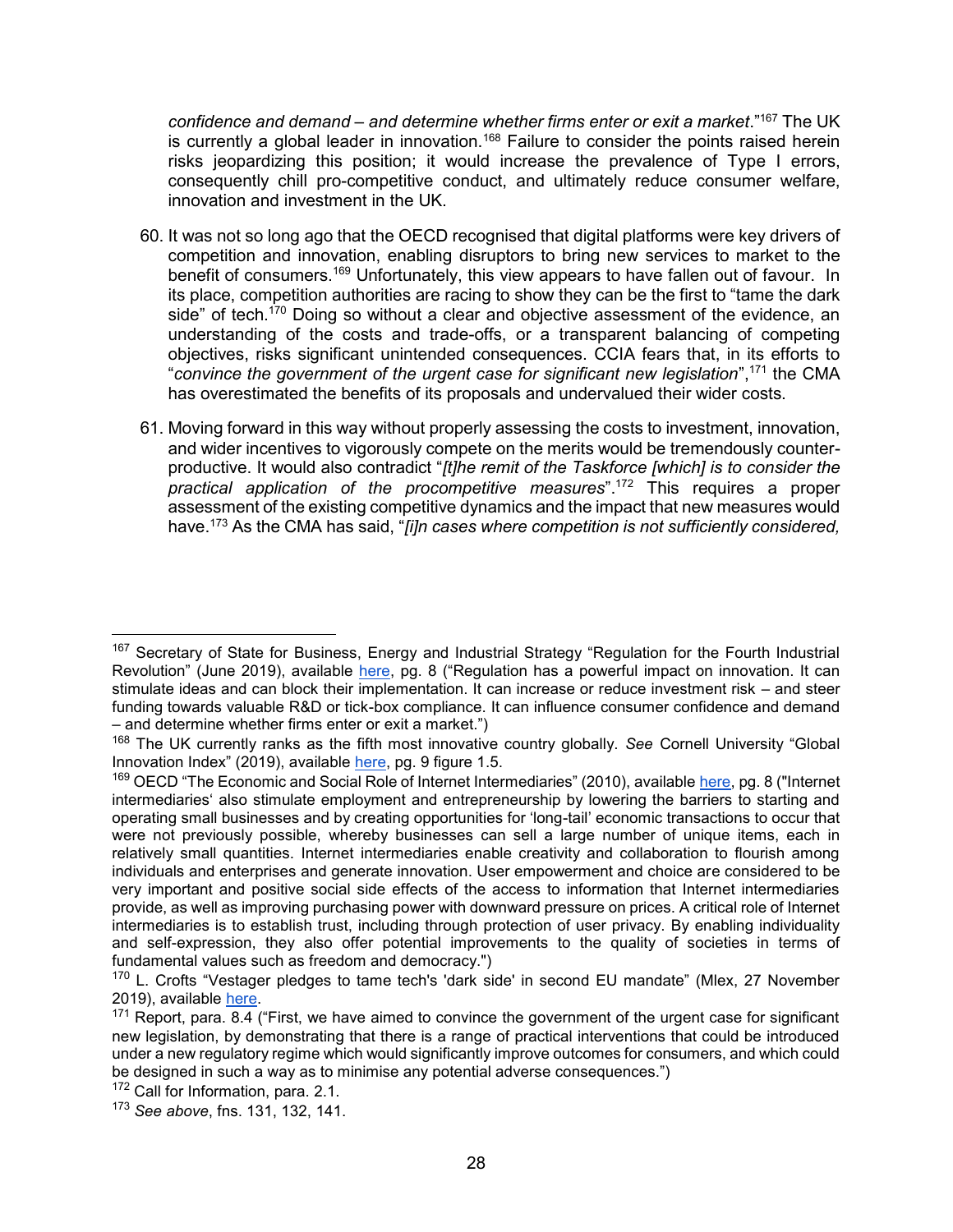*confidence and demand – and determine whether firms enter or exit a market*."[167] The UK is currently a global leader in innovation.[168] Failure to consider the points raised herein risks jeopardizing this position; it would increase the prevalence of Type I errors, consequently chill pro-competitive conduct, and ultimately reduce consumer welfare, innovation and investment in the UK.

60. It was not so long ago that the OECD recognised that digital platforms were key drivers of competition and innovation, enabling disruptors to bring new services to market to the benefit of consumers.[169] Unfortunately, this view appears to have fallen out of favour. In its place, competition authorities are racing to show they can be the first to "tame the dark side" of tech.[170] Doing so without a clear and objective assessment of the evidence, an understanding of the costs and trade-offs, or a transparent balancing of competing objectives, risks significant unintended consequences. CCIA fears that, in its efforts to "*convince the government of the urgent case for significant new legislation*",[171] the CMA has overestimated the benefits of its proposals and undervalued their wider costs.

61. Moving forward in this way without properly assessing the costs to investment, innovation, and wider incentives to vigorously compete on the merits would be tremendously counter-productive. It would also contradict "*[t]he remit of the Taskforce [which] is to consider the practical application of the procompetitive measures*".[172] This requires a proper assessment of the existing competitive dynamics and the impact that new measures would have.[173] As the CMA has said, "*[i]n cases where competition is not sufficiently considered,*

---

[167] Secretary of State for Business, Energy and Industrial Strategy "Regulation for the Fourth Industrial Revolution" (June 2019), available here, pg. 8 ("Regulation has a powerful impact on innovation. It can stimulate ideas and can block their implementation. It can increase or reduce investment risk – and steer funding towards valuable R&D or tick-box compliance. It can influence consumer confidence and demand – and determine whether firms enter or exit a market.")

[168] The UK currently ranks as the fifth most innovative country globally. *See* Cornell University "Global Innovation Index" (2019), available here, pg. 9 figure 1.5.

[169] OECD "The Economic and Social Role of Internet Intermediaries" (2010), available here, pg. 8 ("Internet intermediaries' also stimulate employment and entrepreneurship by lowering the barriers to starting and operating small businesses and by creating opportunities for 'long-tail' economic transactions to occur that were not previously possible, whereby businesses can sell a large number of unique items, each in relatively small quantities. Internet intermediaries enable creativity and collaboration to flourish among individuals and enterprises and generate innovation. User empowerment and choice are considered to be very important and positive social side effects of the access to information that Internet intermediaries provide, as well as improving purchasing power with downward pressure on prices. A critical role of Internet intermediaries is to establish trust, including through protection of user privacy. By enabling individuality and self-expression, they also offer potential improvements to the quality of societies in terms of fundamental values such as freedom and democracy.")

[170] L. Crofts "Vestager pledges to tame tech's 'dark side' in second EU mandate" (Mlex, 27 November 2019), available here.

[171] Report, para. 8.4 ("First, we have aimed to convince the government of the urgent case for significant new legislation, by demonstrating that there is a range of practical interventions that could be introduced under a new regulatory regime which would significantly improve outcomes for consumers, and which could be designed in such a way as to minimise any potential adverse consequences.")

[172] Call for Information, para. 2.1.

[173] *See above*, fns. 131, 132, 141.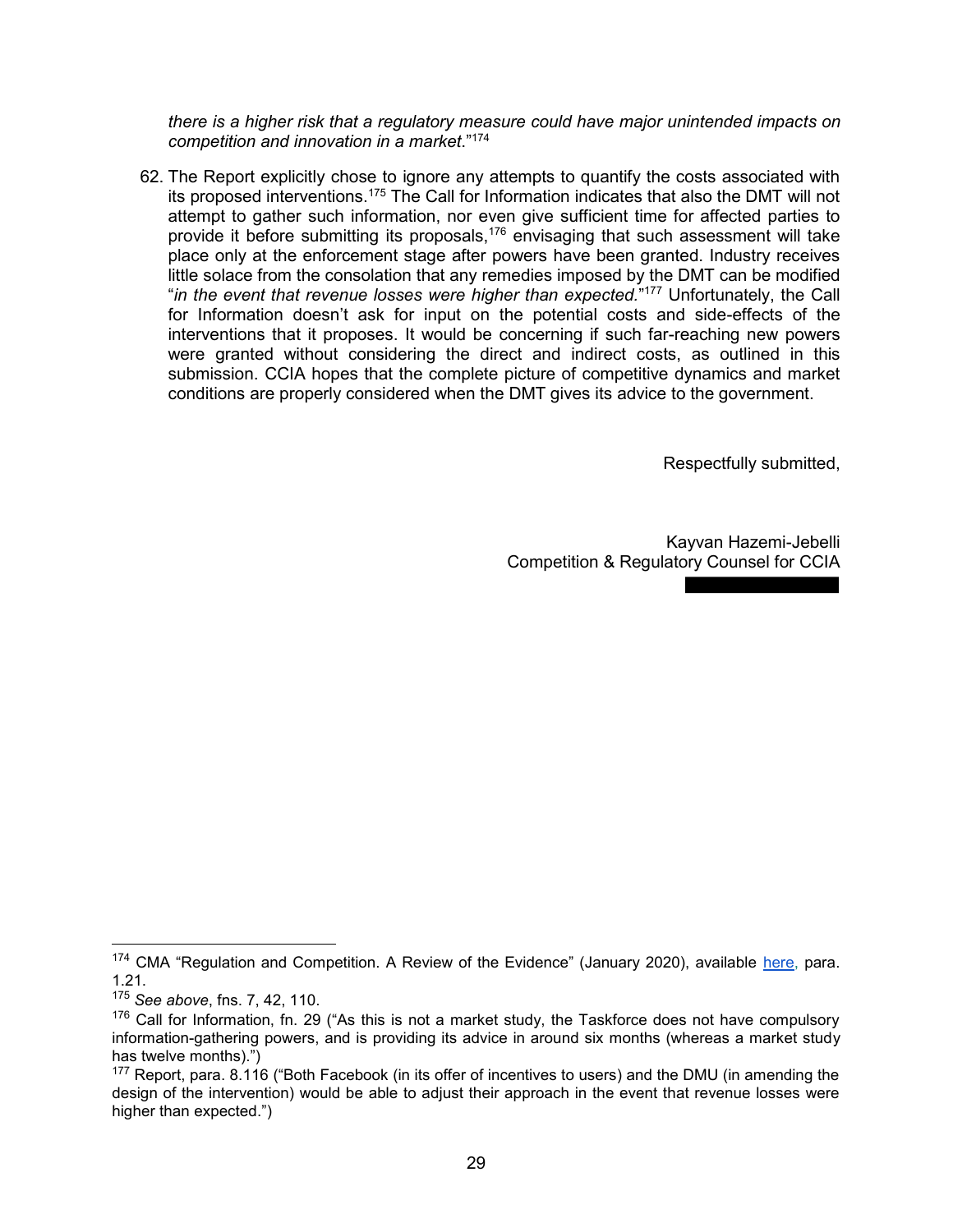*there is a higher risk that a regulatory measure could have major unintended impacts on competition and innovation in a market*."[174]

62. The Report explicitly chose to ignore any attempts to quantify the costs associated with its proposed interventions.[175] The Call for Information indicates that also the DMT will not attempt to gather such information, nor even give sufficient time for affected parties to provide it before submitting its proposals,[176] envisaging that such assessment will take place only at the enforcement stage after powers have been granted. Industry receives little solace from the consolation that any remedies imposed by the DMT can be modified "*in the event that revenue losses were higher than expected.*"[177] Unfortunately, the Call for Information doesn't ask for input on the potential costs and side-effects of the interventions that it proposes. It would be concerning if such far-reaching new powers were granted without considering the direct and indirect costs, as outlined in this submission. CCIA hopes that the complete picture of competitive dynamics and market conditions are properly considered when the DMT gives its advice to the government.

Respectfully submitted,

Kayvan Hazemi-Jebelli
Competition & Regulatory Counsel for CCIA

---

[174] CMA "Regulation and Competition. A Review of the Evidence" (January 2020), available here, para. 1.21.

[175] *See above*, fns. 7, 42, 110.

[176] Call for Information, fn. 29 ("As this is not a market study, the Taskforce does not have compulsory information-gathering powers, and is providing its advice in around six months (whereas a market study has twelve months).")

[177] Report, para. 8.116 ("Both Facebook (in its offer of incentives to users) and the DMU (in amending the design of the intervention) would be able to adjust their approach in the event that revenue losses were higher than expected.")